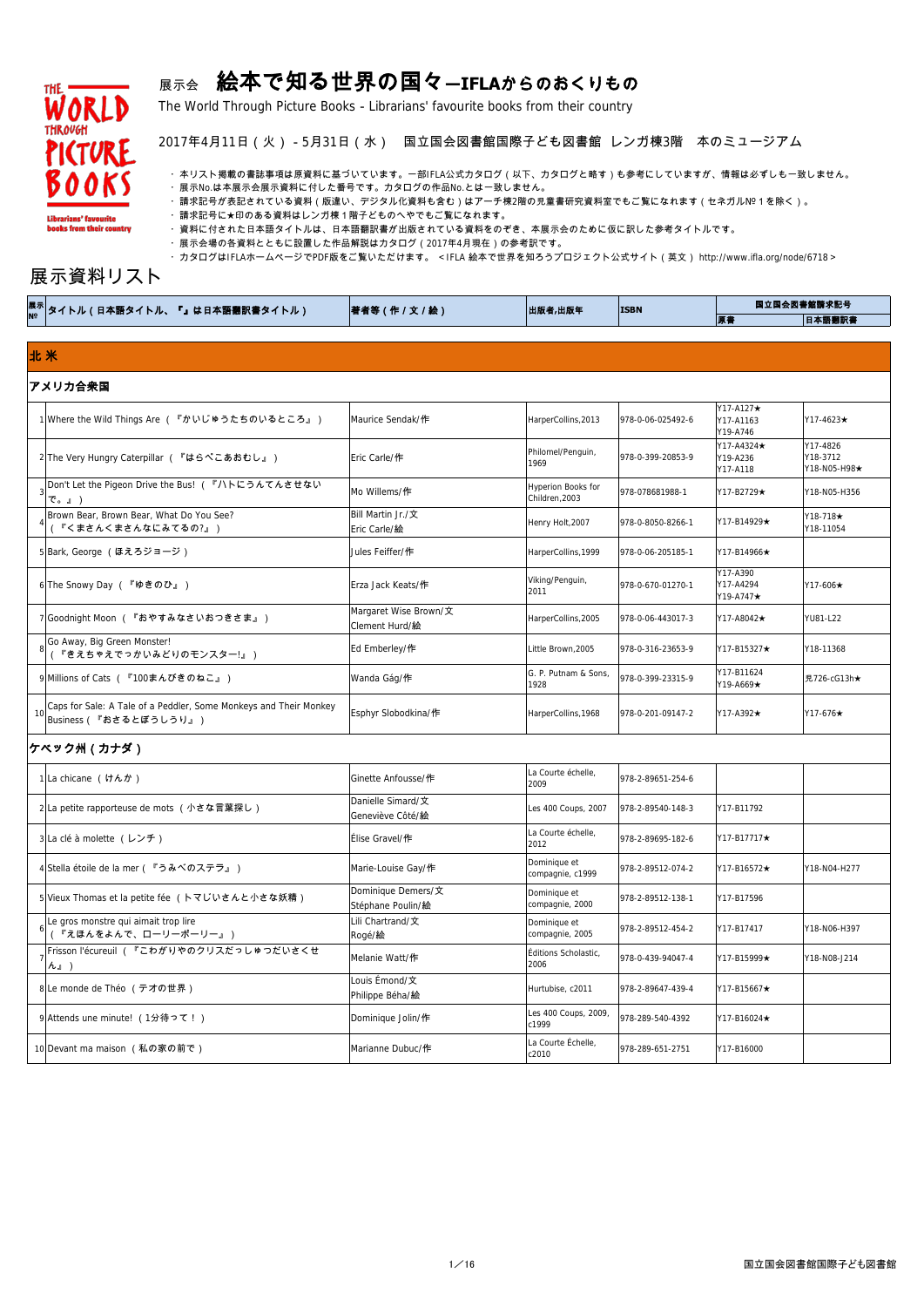展示会 **絵本で知る世界の国々—IFLAからのおくりもの**

The World Through Picture Books - Librarians' favourite books from their country

2017年4月11日（火）- 5月31日（水）　国立国会図書館国際子ども図書館 レンガ棟3階　本のミュージアム

・本リスト掲載の書誌事項は原資料に基づいています。一部IFLA公式カタログ（以下、カタログと略す）も参考にしていますが、情報は必ずしも一致しません。
・展示No.は本展示会展示資料に付した番号です。カタログの作品No.とは一致しません。
・請求記号が表記されている資料（版違い、デジタル化資料も含む）はアーチ棟2階の児童書研究資料室でもご覧になれます（セネガルNo.1を除く）。
・請求記号に★印のある資料はレンガ棟１階子どものへやでもご覧になれます。
・資料に付された日本語タイトルは、日本語翻訳書が出版されている資料をのぞき、本展示会のために仮に訳した参考タイトルです。
・展示会場の各資料とともに設置した作品解説はカタログ（2017年4月現在）の参考訳です。
・カタログはIFLAホームページでPDF版をご覧いただけます。＜IFLA 絵本で世界を知ろうプロジェクト公式サイト（英文）http://www.ifla.org/node/6718＞

# 展示資料リスト

| 展示No | タイトル（日本語タイトル、『』は日本語翻訳書タイトル） | 著者等（作／文／絵） | 出版者,出版年 | ISBN | 国立国会図書館請求記号 | |
|---|---|---|---|---|---|---|
| | | | | | 原書 | 日本語翻訳書 |
| **北米** | | | | | | |
| **アメリカ合衆国** | | | | | | |
| 1 | Where the Wild Things Are（『かいじゅうたちのいるところ』） | Maurice Sendak/作 | HarperCollins,2013 | 978-0-06-025492-6 | Y17-A127★<br>Y17-A1163<br>Y19-A746 | Y17-4623★ |
| 2 | The Very Hungry Caterpillar（『はらぺこあおむし』） | Eric Carle/作 | Philomel/Penguin, 1969 | 978-0-399-20853-9 | Y17-A4324★<br>Y19-A236<br>Y17-A118 | Y17-4826<br>Y18-3712<br>Y18-N05-H98★ |
| 3 | Don't Let the Pigeon Drive the Bus!（『ハトにうんてんさせないで。』） | Mo Willems/作 | Hyperion Books for Children,2003 | 978-078681988-1 | Y17-B2729★ | Y18-N05-H356 |
| 4 | Brown Bear, Brown Bear, What Do You See?（『くまさんくまさんなにみてるの?』） | Bill Martin Jr./文<br>Eric Carle/絵 | Henry Holt,2007 | 978-0-8050-8266-1 | Y17-B14929★ | Y18-718★<br>Y18-11054 |
| 5 | Bark, George（ほえろジョージ） | Jules Feiffer/作 | HarperCollins,1999 | 978-0-06-205185-1 | Y17-B14966★ | |
| 6 | The Snowy Day（『ゆきのひ』） | Erza Jack Keats/作 | Viking/Penguin, 2011 | 978-0-670-01270-1 | Y17-A390<br>Y17-A4294<br>Y19-A747★ | Y17-606★ |
| 7 | Goodnight Moon（『おやすみなさいおつきさま』） | Margaret Wise Brown/文<br>Clement Hurd/絵 | HarperCollins,2005 | 978-0-06-443017-3 | Y17-A8042★ | YU81-L22 |
| 8 | Go Away, Big Green Monster!（『きえちゃえでっかいみどりのモンスター!』） | Ed Emberley/作 | Little Brown,2005 | 978-0-316-23653-9 | Y17-B15327★ | Y18-11368 |
| 9 | Millions of Cats（『100まんびきのねこ』） | Wanda Gág/作 | G. P. Putnam & Sons, 1928 | 978-0-399-23315-9 | Y17-B11624<br>Y19-A669★ | 児726-cG13h★ |
| 10 | Caps for Sale: A Tale of a Peddler, Some Monkeys and Their Monkey Business（『おさるとぼうしうり』） | Esphyr Slobodkina/作 | HarperCollins,1968 | 978-0-201-09147-2 | Y17-A392★ | Y17-676★ |
| **ケベック州（カナダ）** | | | | | | |
| 1 | La chicane（けんか） | Ginette Anfousse/作 | La Courte échelle, 2009 | 978-2-89651-254-6 | | |
| 2 | La petite rapporteuse de mots（小さな言葉探し） | Danielle Simard/文<br>Geneviève Côté/絵 | Les 400 Coups, 2007 | 978-2-89540-148-3 | Y17-B11792 | |
| 3 | La clé à molette（レンチ） | Élise Gravel/作 | La Courte échelle, 2012 | 978-2-89695-182-6 | Y17-B17717★ | |
| 4 | Stella étoile de la mer（『うみべのステラ』） | Marie-Louise Gay/作 | Dominique et compagnie, c1999 | 978-2-89512-074-2 | Y17-B16572★ | Y18-N04-H277 |
| 5 | Vieux Thomas et la petite fée（トマじいさんと小さな妖精） | Dominique Demers/文<br>Stéphane Poulin/絵 | Dominique et compagnie, 2000 | 978-2-89512-138-1 | Y17-B17596 | |
| 6 | Le gros monstre qui aimait trop lire（『えほんをよんで、ローリーポーリー』） | Lili Chartrand/文<br>Rogé/絵 | Dominique et compagnie, 2005 | 978-2-89512-454-2 | Y17-B17417 | Y18-N06-H397 |
| 7 | Frisson l'écureuil（『こわがりやのクリスだっしゅつだいさくせん』） | Melanie Watt/作 | Éditions Scholastic, 2006 | 978-0-439-94047-4 | Y17-B15999★ | Y18-N08-J214 |
| 8 | Le monde de Théo（テオの世界） | Louis Émond/文<br>Philippe Béha/絵 | Hurtubise, c2011 | 978-2-89647-439-4 | Y17-B15667★ | |
| 9 | Attends une minute!（1分待って！） | Dominique Jolin/作 | Les 400 Coups, 2009, c1999 | 978-289-540-4392 | Y17-B16024★ | |
| 10 | Devant ma maison（私の家の前で） | Marianne Dubuc/作 | La Courte Échelle, c2010 | 978-289-651-2751 | Y17-B16000 | |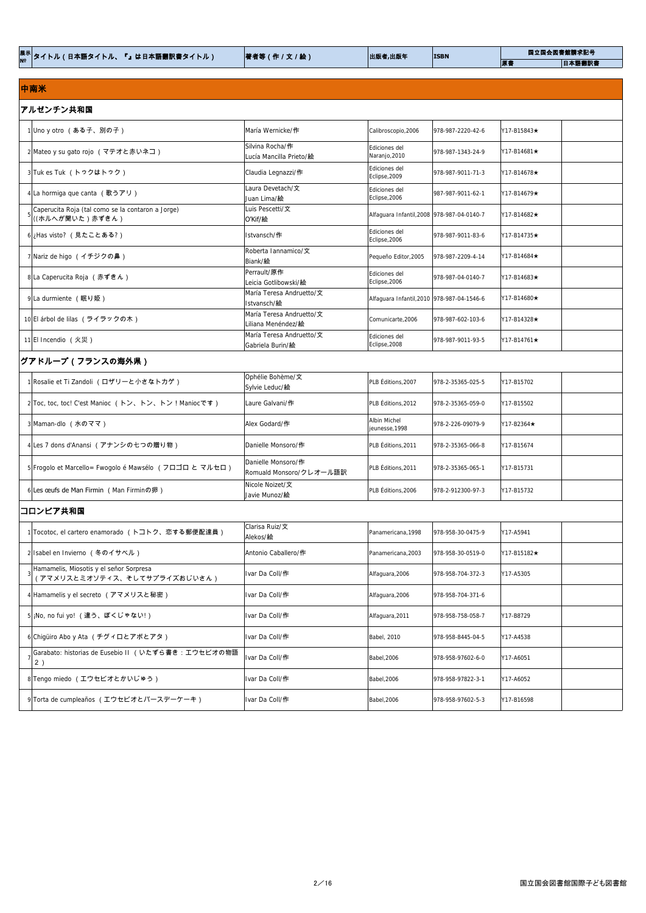| 展示No | タイトル（日本語タイトル、『』は日本語翻訳書タイトル） | 著者等（作 / 文 / 絵） | 出版者,出版年 | ISBN | 国立国会図書館請求記号 | |
|---|---|---|---|---|---|---|
| | | | | | 原書 | 日本語翻訳書 |

## 中南米

### アルゼンチン共和国

| 展示No | タイトル（日本語タイトル、『』は日本語翻訳書タイトル） | 著者等（作 / 文 / 絵） | 出版者,出版年 | ISBN | 原書 | 日本語翻訳書 |
|---|---|---|---|---|---|---|
| 1 | Uno y otro （ある子、別の子） | María Wernicke/作 | Calibroscopio,2006 | 978-987-2220-42-6 | Y17-B15843★ | |
| 2 | Mateo y su gato rojo （マテオと赤いネコ） | Silvina Rocha/作<br>Lucía Mancilla Prieto/絵 | Ediciones del Naranjo,2010 | 978-987-1343-24-9 | Y17-B14681★ | |
| 3 | Tuk es Tuk （トゥクはトゥク） | Claudia Legnazzi/作 | Ediciones del Eclipse,2009 | 978-987-9011-71-3 | Y17-B14678★ | |
| 4 | La hormiga que canta （歌うアリ） | Laura Devetach/文<br>Juan Lima/絵 | Ediciones del Eclipse,2006 | 987-987-9011-62-1 | Y17-B14679★ | |
| 5 | Caperucita Roja (tal como se la contaron a Jorge) ((ホルヘが聞いた）赤ずきん） | Luis Pescetti/文<br>O'Kif/絵 | Alfaguara Infantil,2008 | 978-987-04-0140-7 | Y17-B14682★ | |
| 6 | ¿Has visto? （見たことある?） | Istvansch/作 | Ediciones del Eclipse,2006 | 978-987-9011-83-6 | Y17-B14735★ | |
| 7 | Nariz de higo （イチジクの鼻） | Roberta Iannamico/文<br>Biank/絵 | Pequeño Editor,2005 | 978-987-2209-4-14 | Y17-B14684★ | |
| 8 | La Caperucita Roja （赤ずきん） | Perrault/原作<br>Leicia Gotlibowski/絵 | Ediciones del Eclipse,2006 | 978-987-04-0140-7 | Y17-B14683★ | |
| 9 | La durmiente （眠り姫） | María Teresa Andruetto/文<br>Istvansch/絵 | Alfaguara Infantil,2010 | 978-987-04-1546-6 | Y17-B14680★ | |
| 10 | El árbol de lilas （ライラックの木） | María Teresa Andruetto/文<br>Liliana Menéndez/絵 | Comunicarte,2006 | 978-987-602-103-6 | Y17-B14328★ | |
| 11 | El Incendio （火災） | María Teresa Andruetto/文<br>Gabriela Burin/絵 | Ediciones del Eclipse,2008 | 978-987-9011-93-5 | Y17-B14761★ | |

### グアドループ（フランスの海外県）

| 展示No | タイトル（日本語タイトル、『』は日本語翻訳書タイトル） | 著者等（作 / 文 / 絵） | 出版者,出版年 | ISBN | 原書 | 日本語翻訳書 |
|---|---|---|---|---|---|---|
| 1 | Rosalie et Ti Zandoli （ロザリーと小さなトカゲ） | Ophélie Bohème/文<br>Sylvie Leduc/絵 | PLB Éditions,2007 | 978-2-35365-025-5 | Y17-B15702 | |
| 2 | Toc, toc, toc! C'est Manioc （トン、トン、トン！Maniocです） | Laure Galvani/作 | PLB Éditions,2012 | 978-2-35365-059-0 | Y17-B15502 | |
| 3 | Maman-dlo （水のママ） | Alex Godard/作 | Albin Michel jeunesse,1998 | 978-2-226-09079-9 | Y17-B2364★ | |
| 4 | Les 7 dons d'Anansi （アナンシの七つの贈り物） | Danielle Monsoro/作 | PLB Éditions,2011 | 978-2-35365-066-8 | Y17-B15674 | |
| 5 | Frogolo et Marcello= Fwogolo é Mawsélo （フロゴロ と マルセロ） | Danielle Monsoro/作<br>Romuald Monsoro/クレオール語訳 | PLB Éditions,2011 | 978-2-35365-065-1 | Y17-B15731 | |
| 6 | Les œufs de Man Firmin （Man Firminの卵） | Nicole Noizet/文<br>Javie Munoz/絵 | PLB Éditions,2006 | 978-2-912300-97-3 | Y17-B15732 | |

### コロンビア共和国

| 展示No | タイトル（日本語タイトル、『』は日本語翻訳書タイトル） | 著者等（作 / 文 / 絵） | 出版者,出版年 | ISBN | 原書 | 日本語翻訳書 |
|---|---|---|---|---|---|---|
| 1 | Tocotoc, el cartero enamorado （トコトク、恋する郵便配達員） | Clarisa Ruiz/文<br>Alekos/絵 | Panamericana,1998 | 978-958-30-0475-9 | Y17-A5941 | |
| 2 | Isabel en Invierno （冬のイサベル） | Antonio Caballero/作 | Panamericana,2003 | 978-958-30-0519-0 | Y17-B15182★ | |
| 3 | Hamamelis, Miosotis y el señor Sorpresa （アマメリスとミオソティス、そしてサプライズおじいさん） | Ivar Da Coll/作 | Alfaguara,2006 | 978-958-704-372-3 | Y17-A5305 | |
| 4 | Hamamelis y el secreto （アマメリスと秘密） | Ivar Da Coll/作 | Alfaguara,2006 | 978-958-704-371-6 | | |
| 5 | ¡No, no fui yo! （違う、ぼくじゃない!） | Ivar Da Coll/作 | Alfaguara,2011 | 978-958-758-058-7 | Y17-B8729 | |
| 6 | Chigüiro Abo y Ata （チグイロとアボとアタ） | Ivar Da Coll/作 | Babel, 2010 | 978-958-8445-04-5 | Y17-A4538 | |
| 7 | Garabato: historias de Eusebio II （いたずら書き：エウセビオの物語2） | Ivar Da Coll/作 | Babel,2006 | 978-958-97602-6-0 | Y17-A6051 | |
| 8 | Tengo miedo （エウセビオとかいじゅう） | Ivar Da Coll/作 | Babel,2006 | 978-958-97822-3-1 | Y17-A6052 | |
| 9 | Torta de cumpleaños （エウセビオとバースデーケーキ） | Ivar Da Coll/作 | Babel,2006 | 978-958-97602-5-3 | Y17-B16598 | |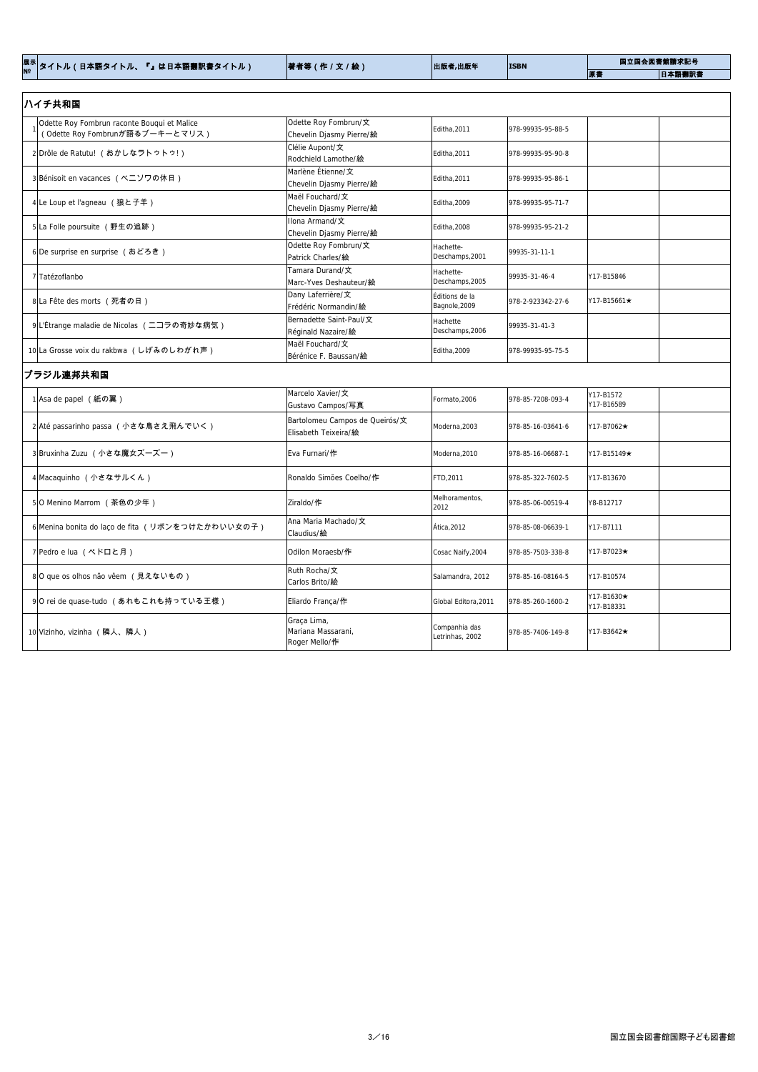| 展示№ | タイトル（日本語タイトル、『』は日本語翻訳書タイトル） | 著者等（作／文／絵） | 出版者,出版年 | ISBN | 国立国会図書館請求記号 | |
|---|---|---|---|---|---|---|
| | | | | | 原書 | 日本語翻訳書 |

## ハイチ共和国

| 展示№ | タイトル（日本語タイトル、『』は日本語翻訳書タイトル） | 著者等（作／文／絵） | 出版者,出版年 | ISBN | 原書 | 日本語翻訳書 |
|---|---|---|---|---|---|---|
| 1 | Odette Roy Fombrun raconte Bouqui et Malice（Odette Roy Fombrunが語るブーキーとマリス） | Odette Roy Fombrun/文<br>Chevelin Djasmy Pierre/絵 | Editha,2011 | 978-99935-95-88-5 | | |
| 2 | Drôle de Ratutu!（おかしなラトゥトゥ!） | Clélie Aupont/文<br>Rodchield Lamothe/絵 | Editha,2011 | 978-99935-95-90-8 | | |
| 3 | Bénisoit en vacances（ベニソワの休日） | Marlène Étienne/文<br>Chevelin Djasmy Pierre/絵 | Editha,2011 | 978-99935-95-86-1 | | |
| 4 | Le Loup et l'agneau（狼と子羊） | Maël Fouchard/文<br>Chevelin Djasmy Pierre/絵 | Editha,2009 | 978-99935-95-71-7 | | |
| 5 | La Folle poursuite（野生の追跡） | Ilona Armand/文<br>Chevelin Djasmy Pierre/絵 | Editha,2008 | 978-99935-95-21-2 | | |
| 6 | De surprise en surprise（おどろき） | Odette Roy Fombrun/文<br>Patrick Charles/絵 | Hachette-Deschamps,2001 | 99935-31-11-1 | | |
| 7 | Tatézoflanbo | Tamara Durand/文<br>Marc-Yves Deshauteur/絵 | Hachette-Deschamps,2005 | 99935-31-46-4 | Y17-B15846 | |
| 8 | La Fête des morts（死者の日） | Dany Laferrière/文<br>Frédéric Normandin/絵 | Éditions de la Bagnole,2009 | 978-2-923342-27-6 | Y17-B15661★ | |
| 9 | L'Étrange maladie de Nicolas（ニコラの奇妙な病気） | Bernadette Saint-Paul/文<br>Réginald Nazaire/絵 | Hachette Deschamps,2006 | 99935-31-41-3 | | |
| 10 | La Grosse voix du rakbwa（しげみのしわがれ声） | Maël Fouchard/文<br>Bérénice F. Baussan/絵 | Editha,2009 | 978-99935-95-75-5 | | |

## ブラジル連邦共和国

| 展示№ | タイトル（日本語タイトル、『』は日本語翻訳書タイトル） | 著者等（作／文／絵） | 出版者,出版年 | ISBN | 原書 | 日本語翻訳書 |
|---|---|---|---|---|---|---|
| 1 | Asa de papel（紙の翼） | Marcelo Xavier/文<br>Gustavo Campos/写真 | Formato,2006 | 978-85-7208-093-4 | Y17-B1572<br>Y17-B16589 | |
| 2 | Até passarinho passa（小さな鳥さえ飛んでいく） | Bartolomeu Campos de Queirós/文<br>Elisabeth Teixeira/絵 | Moderna,2003 | 978-85-16-03641-6 | Y17-B7062★ | |
| 3 | Bruxinha Zuzu（小さな魔女ズーズー） | Eva Furnari/作 | Moderna,2010 | 978-85-16-06687-1 | Y17-B15149★ | |
| 4 | Macaquinho（小さなサルくん） | Ronaldo Simões Coelho/作 | FTD,2011 | 978-85-322-7602-5 | Y17-B13670 | |
| 5 | O Menino Marrom（茶色の少年） | Ziraldo/作 | Melhoramentos, 2012 | 978-85-06-00519-4 | Y8-B12717 | |
| 6 | Menina bonita do laço de fita（リボンをつけたかわいい女の子） | Ana Maria Machado/文<br>Claudius/絵 | Ática,2012 | 978-85-08-06639-1 | Y17-B7111 | |
| 7 | Pedro e lua（ペドロと月） | Odilon Moraesb/作 | Cosac Naify,2004 | 978-85-7503-338-8 | Y17-B7023★ | |
| 8 | O que os olhos não vêem（見えないもの） | Ruth Rocha/文<br>Carlos Brito/絵 | Salamandra, 2012 | 978-85-16-08164-5 | Y17-B10574 | |
| 9 | O rei de quase-tudo（あれもこれも持っている王様） | Eliardo França/作 | Global Editora,2011 | 978-85-260-1600-2 | Y17-B1630★<br>Y17-B18331 | |
| 10 | Vizinho, vizinha（隣人、隣人） | Graça Lima,<br>Mariana Massarani,<br>Roger Mello/作 | Companhia das Letrinhas, 2002 | 978-85-7406-149-8 | Y17-B3642★ | |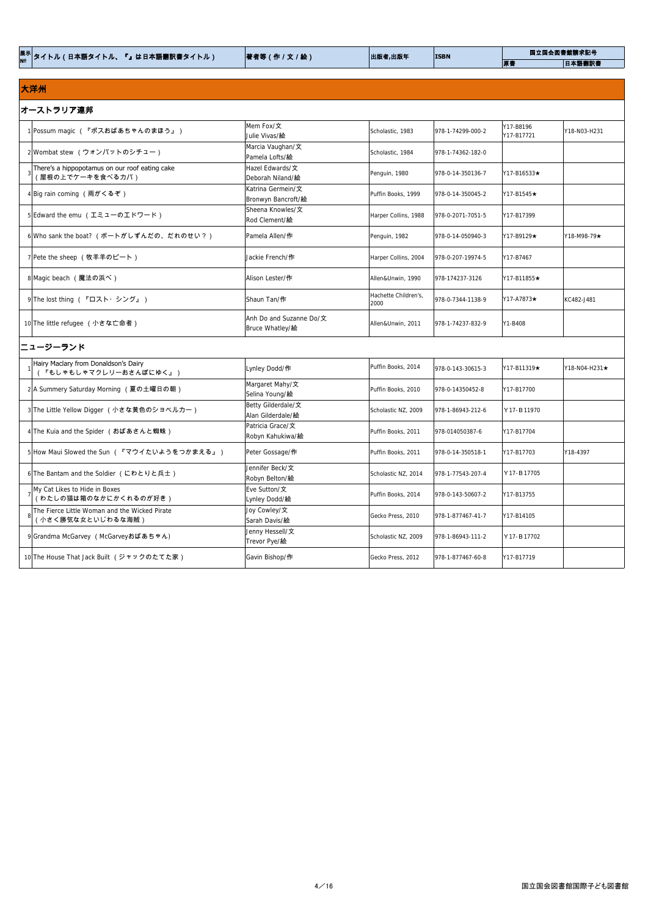| 展示No | タイトル（日本語タイトル、『』は日本語翻訳書タイトル） | 著者等（作 / 文 / 絵） | 出版者,出版年 | ISBN | 国立国会図書館請求記号 | |
|---|---|---|---|---|---|---|
| | | | | | 原書 | 日本語翻訳書 |

## 大洋州

### オーストラリア連邦

| 展示No | タイトル（日本語タイトル、『』は日本語翻訳書タイトル） | 著者等（作 / 文 / 絵） | 出版者,出版年 | ISBN | 原書 | 日本語翻訳書 |
|---|---|---|---|---|---|---|
| 1 | Possum magic （『ポスおばあちゃんのまほう』） | Mem Fox/文<br>Julie Vivas/絵 | Scholastic, 1983 | 978-1-74299-000-2 | Y17-B8196<br>Y17-B17721 | Y18-N03-H231 |
| 2 | Wombat stew （ウォンバットのシチュー） | Marcia Vaughan/文<br>Pamela Lofts/絵 | Scholastic, 1984 | 978-1-74362-182-0 | | |
| 3 | There's a hippopotamus on our roof eating cake （屋根の上でケーキを食べるカバ） | Hazel Edwards/文<br>Deborah Niland/絵 | Penguin, 1980 | 978-0-14-350136-7 | Y17-B16533★ | |
| 4 | Big rain coming （雨がくるぞ） | Katrina Germein/文<br>Bronwyn Bancroft/絵 | Puffin Books, 1999 | 978-0-14-350045-2 | Y17-B1545★ | |
| 5 | Edward the emu （エミューのエドワード） | Sheena Knowles/文<br>Rod Clement/絵 | Harper Collins, 1988 | 978-0-2071-7051-5 | Y17-B17399 | |
| 6 | Who sank the boat? （ボートがしずんだの、だれのせい？） | Pamela Allen/作 | Penguin, 1982 | 978-0-14-050940-3 | Y17-B9129★ | Y18-M98-79★ |
| 7 | Pete the sheep （牧羊羊のピート） | Jackie French/作 | Harper Collins, 2004 | 978-0-207-19974-5 | Y17-B7467 | |
| 8 | Magic beach （魔法の浜べ） | Alison Lester/作 | Allen&Unwin, 1990 | 978-174237-3126 | Y17-B11855★ | |
| 9 | The lost thing （『ロスト・シング』） | Shaun Tan/作 | Hachette Children's, 2000 | 978-0-7344-1138-9 | Y17-A7873★ | KC482-J481 |
| 10 | The little refugee （小さな亡命者） | Anh Do and Suzanne Do/文<br>Bruce Whatley/絵 | Allen&Unwin, 2011 | 978-1-74237-832-9 | Y1-B408 | |

### ニュージーランド

| 展示No | タイトル（日本語タイトル、『』は日本語翻訳書タイトル） | 著者等（作 / 文 / 絵） | 出版者,出版年 | ISBN | 原書 | 日本語翻訳書 |
|---|---|---|---|---|---|---|
| 1 | Hairy Maclary from Donaldson's Dairy （『もしゃもしゃマクレリーおさんぽにゆく』） | Lynley Dodd/作 | Puffin Books, 2014 | 978-0-143-30615-3 | Y17-B11319★ | Y18-N04-H231★ |
| 2 | A Summery Saturday Morning （夏の土曜日の朝） | Margaret Mahy/文<br>Selina Young/絵 | Puffin Books, 2010 | 978-0-14350452-8 | Y17-B17700 | |
| 3 | The Little Yellow Digger （小さな黄色のショベルカー） | Betty Gilderdale/文<br>Alan Gilderdale/絵 | Scholastic NZ, 2009 | 978-1-86943-212-6 | Y17-B11970 | |
| 4 | The Kuia and the Spider （おばあさんと蜘蛛） | Patricia Grace/文<br>Robyn Kahukiwa/絵 | Puffin Books, 2011 | 978-014050387-6 | Y17-B17704 | |
| 5 | How Maui Slowed the Sun （『マウイたいようをつかまえる』） | Peter Gossage/作 | Puffin Books, 2011 | 978-0-14-350518-1 | Y17-B17703 | Y18-4397 |
| 6 | The Bantam and the Soldier （にわとりと兵士） | Jennifer Beck/文<br>Robyn Belton/絵 | Scholastic NZ, 2014 | 978-1-77543-207-4 | Y17-B17705 | |
| 7 | My Cat Likes to Hide in Boxes （わたしの猫は箱のなかにかくれるのが好き） | Eve Sutton/文<br>Lynley Dodd/絵 | Puffin Books, 2014 | 978-0-143-50607-2 | Y17-B13755 | |
| 8 | The Fierce Little Woman and the Wicked Pirate （小さく勝気な女といじわるな海賊） | Joy Cowley/文<br>Sarah Davis/絵 | Gecko Press, 2010 | 978-1-877467-41-7 | Y17-B14105 | |
| 9 | Grandma McGarvey （McGarveyおばあちゃん） | Jenny Hessell/文<br>Trevor Pye/絵 | Scholastic NZ, 2009 | 978-1-86943-111-2 | Y17-B17702 | |
| 10 | The House That Jack Built （ジャックのたてた家） | Gavin Bishop/作 | Gecko Press, 2012 | 978-1-877467-60-8 | Y17-B17719 | |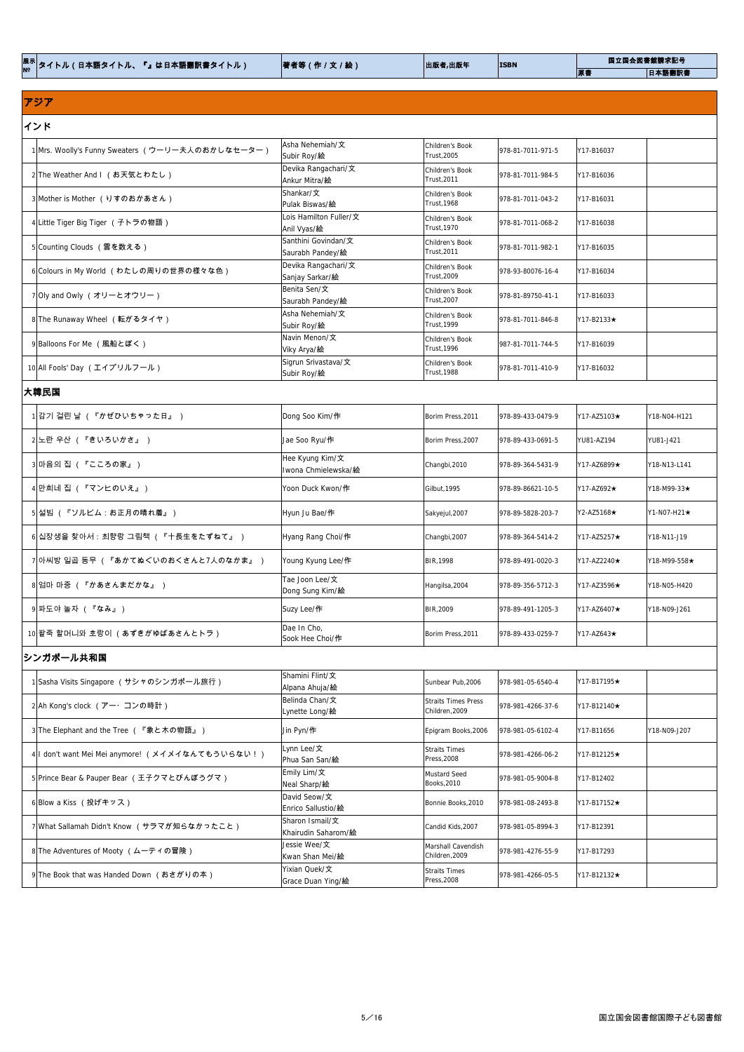| 展示No | タイトル（日本語タイトル、『』は日本語翻訳書タイトル） | 著者等（作／文／絵） | 出版者,出版年 | ISBN | 国立国会図書館請求記号 | |
|---|---|---|---|---|---|---|
| | | | | | 原書 | 日本語翻訳書 |

## アジア

### インド

| 展示No | タイトル | 著者等 | 出版者,出版年 | ISBN | 原書 | 日本語翻訳書 |
|---|---|---|---|---|---|---|
| 1 | Mrs. Woolly's Funny Sweaters（ウーリー夫人のおかしなセーター） | Asha Nehemiah/文 Subir Roy/絵 | Children's Book Trust,2005 | 978-81-7011-971-5 | Y17-B16037 | |
| 2 | The Weather And I（お天気とわたし） | Devika Rangachari/文 Ankur Mitra/絵 | Children's Book Trust,2011 | 978-81-7011-984-5 | Y17-B16036 | |
| 3 | Mother is Mother（りすのおかあさん） | Shankar/文 Pulak Biswas/絵 | Children's Book Trust,1968 | 978-81-7011-043-2 | Y17-B16031 | |
| 4 | Little Tiger Big Tiger（子トラの物語） | Lois Hamilton Fuller/文 Anil Vyas/絵 | Children's Book Trust,1970 | 978-81-7011-068-2 | Y17-B16038 | |
| 5 | Counting Clouds（雲を数える） | Santhini Govindan/文 Saurabh Pandey/絵 | Children's Book Trust,2011 | 978-81-7011-982-1 | Y17-B16035 | |
| 6 | Colours in My World（わたしの周りの世界の様々な色） | Devika Rangachari/文 Sanjay Sarkar/絵 | Children's Book Trust,2009 | 978-93-80076-16-4 | Y17-B16034 | |
| 7 | Oly and Owly（オリーとオウリー） | Benita Sen/文 Saurabh Pandey/絵 | Children's Book Trust,2007 | 978-81-89750-41-1 | Y17-B16033 | |
| 8 | The Runaway Wheel（転がるタイヤ） | Asha Nehemiah/文 Subir Roy/絵 | Children's Book Trust,1999 | 978-81-7011-846-8 | Y17-B2133★ | |
| 9 | Balloons For Me（風船とぼく） | Navin Menon/文 Viky Arya/絵 | Children's Book Trust,1996 | 987-81-7011-744-5 | Y17-B16039 | |
| 10 | All Fools' Day（エイプリルフール） | Sigrun Srivastava/文 Subir Roy/絵 | Children's Book Trust,1988 | 978-81-7011-410-9 | Y17-B16032 | |

### 大韓民国

| 展示No | タイトル | 著者等 | 出版者,出版年 | ISBN | 原書 | 日本語翻訳書 |
|---|---|---|---|---|---|---|
| 1 | 감기 걸린 날（『かぜひいちゃった日』） | Dong Soo Kim/作 | Borim Press,2011 | 978-89-433-0479-9 | Y17-AZ5103★ | Y18-N04-H121 |
| 2 | 노란 우산（『きいろいかさ』） | Jae Soo Ryu/作 | Borim Press,2007 | 978-89-433-0691-5 | YU81-AZ194 | YU81-J421 |
| 3 | 마음의 집（『こころの家』） | Hee Kyung Kim/文 Iwona Chmielewska/絵 | Changbi,2010 | 978-89-364-5431-9 | Y17-AZ6899★ | Y18-N13-L141 |
| 4 | 만희네 집（『マンヒのいえ』） | Yoon Duck Kwon/作 | Gilbut,1995 | 978-89-86621-10-5 | Y17-AZ692★ | Y18-M99-33★ |
| 5 | 설빔（『ソルビム：お正月の晴れ着』） | Hyun Ju Bae/作 | Sakyejul,2007 | 978-89-5828-203-7 | Y2-AZ5168★ | Y1-N07-H21★ |
| 6 | 십장생을 찾아서：최향랑 그림책（『十長生をたずねて』） | Hyang Rang Choi/作 | Changbi,2007 | 978-89-364-5414-2 | Y17-AZ5257★ | Y18-N11-J19 |
| 7 | 아씨방 일곱 동무（『あかてぬぐいのおくさんと7人のなかま』） | Young Kyung Lee/作 | BIR,1998 | 978-89-491-0020-3 | Y17-AZ2240★ | Y18-M99-558★ |
| 8 | 엄마 마중（『かあさんまだかな』） | Tae Joon Lee/文 Dong Sung Kim/絵 | Hangilsa,2004 | 978-89-356-5712-3 | Y17-AZ3596★ | Y18-N05-H420 |
| 9 | 파도야 놀자（『なみ』） | Suzy Lee/作 | BIR,2009 | 978-89-491-1205-3 | Y17-AZ6407★ | Y18-N09-J261 |
| 10 | 팥죽 할머니와 호랑이（あずきがゆばあさんとトラ） | Dae In Cho, Sook Hee Choi/作 | Borim Press,2011 | 978-89-433-0259-7 | Y17-AZ643★ | |

### シンガポール共和国

| 展示No | タイトル | 著者等 | 出版者,出版年 | ISBN | 原書 | 日本語翻訳書 |
|---|---|---|---|---|---|---|
| 1 | Sasha Visits Singapore（サシャのシンガポール旅行） | Shamini Flint/文 Alpana Ahuja/絵 | Sunbear Pub,2006 | 978-981-05-6540-4 | Y17-B17195★ | |
| 2 | Ah Kong's clock（アー・コンの時計） | Belinda Chan/文 Lynette Long/絵 | Straits Times Press Children,2009 | 978-981-4266-37-6 | Y17-B12140★ | |
| 3 | The Elephant and the Tree（『象と木の物語』） | Jin Pyn/作 | Epigram Books,2006 | 978-981-05-6102-4 | Y17-B11656 | Y18-N09-J207 |
| 4 | I don't want Mei Mei anymore!（メイメイなんてもういらない！） | Lynn Lee/文 Phua San San/絵 | Straits Times Press,2008 | 978-981-4266-06-2 | Y17-B12125★ | |
| 5 | Prince Bear & Pauper Bear（王子クマとびんぼうグマ） | Emily Lim/文 Neal Sharp/絵 | Mustard Seed Books,2010 | 978-981-05-9004-8 | Y17-B12402 | |
| 6 | Blow a Kiss（投げキッス） | David Seow/文 Enrico Sallustio/絵 | Bonnie Books,2010 | 978-981-08-2493-8 | Y17-B17152★ | |
| 7 | What Sallamah Didn't Know（サラマが知らなかったこと） | Sharon Ismail/文 Khairudin Saharom/絵 | Candid Kids,2007 | 978-981-05-8994-3 | Y17-B12391 | |
| 8 | The Adventures of Mooty（ムーティの冒険） | Jessie Wee/文 Kwan Shan Mei/絵 | Marshall Cavendish Children,2009 | 978-981-4276-55-9 | Y17-B17293 | |
| 9 | The Book that was Handed Down（おさがりの本） | Yixian Quek/文 Grace Duan Ying/絵 | Straits Times Press,2008 | 978-981-4266-05-5 | Y17-B12132★ | |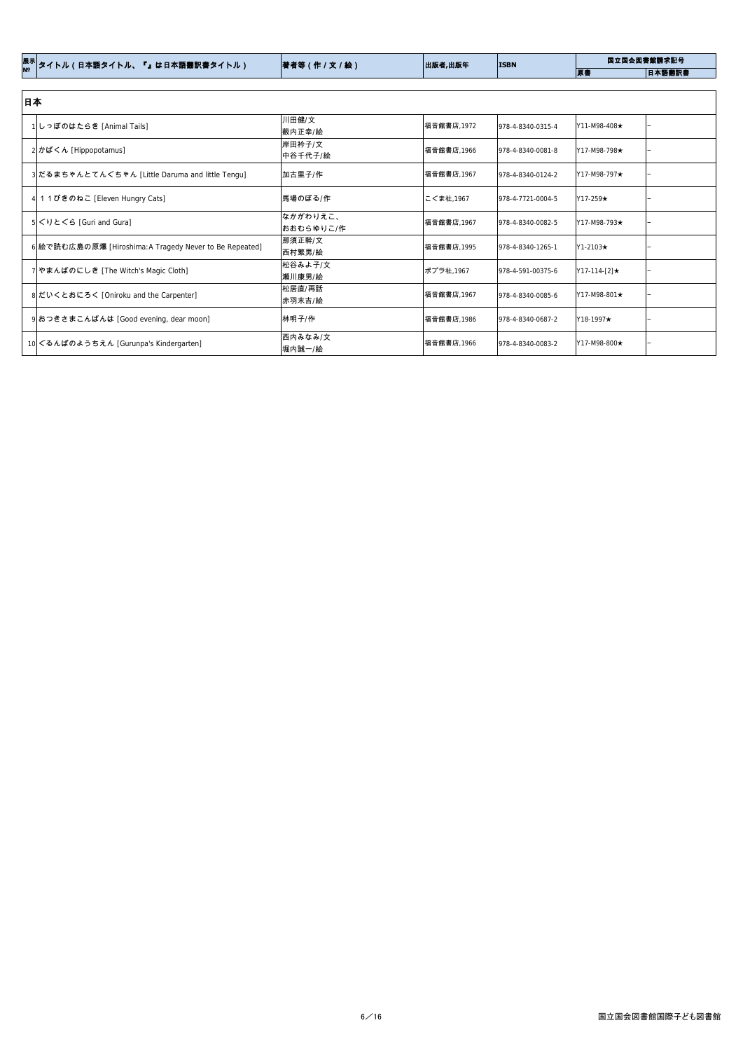| 展示№ | タイトル（日本語タイトル、『』は日本語翻訳書タイトル） | 著者等（作／文／絵） | 出版者,出版年 | ISBN | 国立国会図書館請求記号 | |
|---|---|---|---|---|---|---|
| | | | | | 原書 | 日本語翻訳書 |

## 日本

| 展示№ | タイトル（日本語タイトル、『』は日本語翻訳書タイトル） | 著者等（作／文／絵） | 出版者,出版年 | ISBN | 原書 | 日本語翻訳書 |
|---|---|---|---|---|---|---|
| 1 | しっぽのはたらき [Animal Tails] | 川田健/文<br>薮内正幸/絵 | 福音館書店,1972 | 978-4-8340-0315-4 | Y11-M98-408★ | – |
| 2 | かばくん [Hippopotamus] | 岸田衿子/文<br>中谷千代子/絵 | 福音館書店,1966 | 978-4-8340-0081-8 | Y17-M98-798★ | – |
| 3 | だるまちゃんとてんぐちゃん [Little Daruma and little Tengu] | 加古里子/作 | 福音館書店,1967 | 978-4-8340-0124-2 | Y17-M98-797★ | – |
| 4 | １１ぴきのねこ [Eleven Hungry Cats] | 馬場のぼる/作 | こぐま社,1967 | 978-4-7721-0004-5 | Y17-259★ | – |
| 5 | ぐりとぐら [Guri and Gura] | なかがわりえこ、<br>おおむらゆりこ/作 | 福音館書店,1967 | 978-4-8340-0082-5 | Y17-M98-793★ | – |
| 6 | 絵で読む広島の原爆 [Hiroshima:A Tragedy Never to Be Repeated] | 那須正幹/文<br>西村繁男/絵 | 福音館書店,1995 | 978-4-8340-1265-1 | Y1-2103★ | – |
| 7 | やまんばのにしき [The Witch's Magic Cloth] | 松谷みよ子/文<br>瀬川康男/絵 | ポプラ社,1967 | 978-4-591-00375-6 | Y17-114-[2]★ | – |
| 8 | だいくとおにろく [Oniroku and the Carpenter] | 松居直/再話<br>赤羽末吉/絵 | 福音館書店,1967 | 978-4-8340-0085-6 | Y17-M98-801★ | – |
| 9 | おつきさまこんばんは [Good evening, dear moon] | 林明子/作 | 福音館書店,1986 | 978-4-8340-0687-2 | Y18-1997★ | – |
| 10 | ぐるんぱのようちえん [Gurunpa's Kindergarten] | 西内みなみ/文<br>堀内誠一/絵 | 福音館書店,1966 | 978-4-8340-0083-2 | Y17-M98-800★ | – |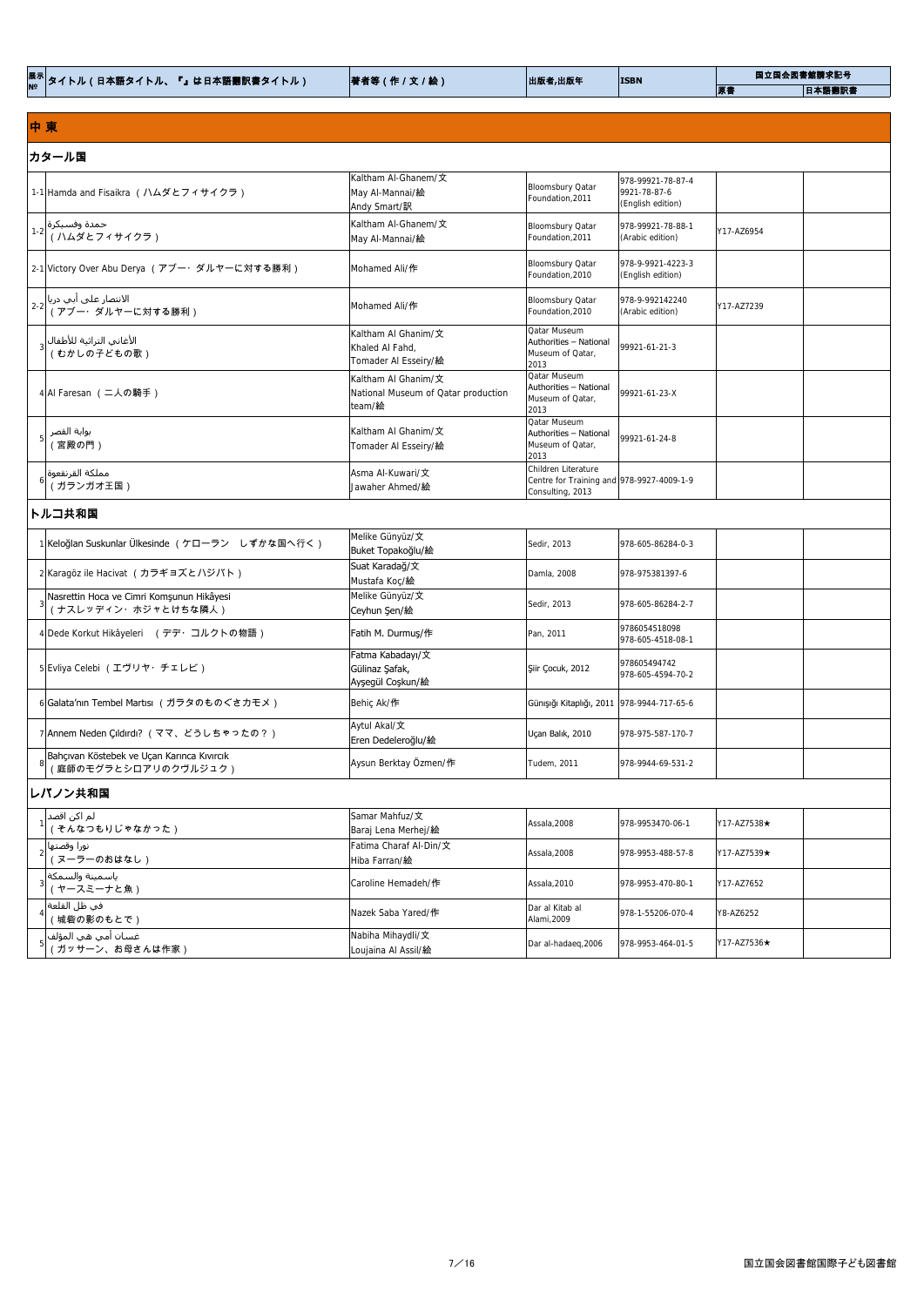| 展示№ | タイトル（日本語タイトル、『』は日本語翻訳書タイトル） | 著者等（作 / 文 / 絵） | 出版者,出版年 | ISBN | 国立国会図書館請求記号 | |
|---|---|---|---|---|---|---|
| | | | | | 原書 | 日本語翻訳書 |

## 中 東

### カタール国

| 展示№ | タイトル（日本語タイトル、『』は日本語翻訳書タイトル） | 著者等（作 / 文 / 絵） | 出版者,出版年 | ISBN | 原書 | 日本語翻訳書 |
|---|---|---|---|---|---|---|
| 1-1 | Hamda and Fisaikra （ハムダとフィサイクラ） | Kaltham Al-Ghanem/文<br>May Al-Mannai/絵<br>Andy Smart/訳 | Bloomsbury Qatar Foundation,2011 | 978-99921-78-87-4<br>9921-78-87-6<br>(English edition) | | |
| 1-2 | حمدة وفسيكرة<br>（ハムダとフィサイクラ） | Kaltham Al-Ghanem/文<br>May Al-Mannai/絵 | Bloomsbury Qatar Foundation,2011 | 978-99921-78-88-1<br>(Arabic edition) | Y17-AZ6954 | |
| 2-1 | Victory Over Abu Derya （アブー・ダルヤーに対する勝利） | Mohamed Ali/作 | Bloomsbury Qatar Foundation,2010 | 978-9-9921-4223-3<br>(English edition) | | |
| 2-2 | الانتصار على أبي دريا<br>（アブー・ダルヤーに対する勝利） | Mohamed Ali/作 | Bloomsbury Qatar Foundation,2010 | 978-9-992142240<br>(Arabic edition) | Y17-AZ7239 | |
| 3 | الأغاني التراثية للأطفال<br>（むかしの子どもの歌） | Kaltham Al Ghanim/文<br>Khaled Al Fahd,<br>Tomader Al Esseiry/絵 | Qatar Museum Authorities – National Museum of Qatar, 2013 | 99921-61-21-3 | | |
| 4 | Al Faresan （二人の騎手） | Kaltham Al Ghanim/文<br>National Museum of Qatar production team/絵 | Qatar Museum Authorities – National Museum of Qatar, 2013 | 99921-61-23-X | | |
| 5 | بوابة القصر<br>（宮殿の門） | Kaltham Al Ghanim/文<br>Tomader Al Esseiry/絵 | Qatar Museum Authorities – National Museum of Qatar, 2013 | 99921-61-24-8 | | |
| 6 | مملكة القرنفعوة<br>（ガランガオ王国） | Asma Al-Kuwari/文<br>Jawaher Ahmed/絵 | Children Literature Centre for Training and Consulting, 2013 | 978-9927-4009-1-9 | | |

### トルコ共和国

| 展示№ | タイトル（日本語タイトル、『』は日本語翻訳書タイトル） | 著者等（作 / 文 / 絵） | 出版者,出版年 | ISBN | 原書 | 日本語翻訳書 |
|---|---|---|---|---|---|---|
| 1 | Keloğlan Suskunlar Ülkesinde （ケローラン　しずかな国へ行く） | Melike Günyüz/文<br>Buket Topakoğlu/絵 | Sedir, 2013 | 978-605-86284-0-3 | | |
| 2 | Karagöz ile Hacivat （カラギョズとハジバト） | Suat Karadağ/文<br>Mustafa Koç/絵 | Damla, 2008 | 978-975381397-6 | | |
| 3 | Nasrettin Hoca ve Cimri Komşunun Hikâyesi<br>（ナスレッディン・ホジャとけちな隣人） | Melike Günyüz/文<br>Ceyhun Şen/絵 | Sedir, 2013 | 978-605-86284-2-7 | | |
| 4 | Dede Korkut Hikâyeleri （デデ・コルクトの物語） | Fatih M. Durmuş/作 | Pan, 2011 | 9786054518098<br>978-605-4518-08-1 | | |
| 5 | Evliya Celebi （エヴリヤ・チェレビ） | Fatma Kabadayı/文<br>Gülinaz Şafak,<br>Ayşegül Coşkun/絵 | Şiir Çocuk, 2012 | 978605494742<br>978-605-4594-70-2 | | |
| 6 | Galata'nın Tembel Martısı （ガラタのものぐさカモメ） | Behiç Ak/作 | Günışığı Kitaplığı, 2011 | 978-9944-717-65-6 | | |
| 7 | Annem Neden Çıldırdı? （ママ、どうしちゃったの？） | Aytul Akal/文<br>Eren Dedeleroğlu/絵 | Uçan Balık, 2010 | 978-975-587-170-7 | | |
| 8 | Bahçıvan Köstebek ve Uçan Karınca Kıvırcık<br>（庭師のモグラとシロアリのクヴルジュク） | Aysun Berktay Özmen/作 | Tudem, 2011 | 978-9944-69-531-2 | | |

### レバノン共和国

| 展示№ | タイトル（日本語タイトル、『』は日本語翻訳書タイトル） | 著者等（作 / 文 / 絵） | 出版者,出版年 | ISBN | 原書 | 日本語翻訳書 |
|---|---|---|---|---|---|---|
| 1 | لم اكن اقصد<br>（そんなつもりじゃなかった） | Samar Mahfuz/文<br>Baraj Lena Merhej/絵 | Assala,2008 | 978-9953470-06-1 | Y17-AZ7538★ | |
| 2 | نورا وقصتها<br>（ヌーラーのおはなし） | Fatima Charaf Al-Din/文<br>Hiba Farran/絵 | Assala,2008 | 978-9953-488-57-8 | Y17-AZ7539★ | |
| 3 | ياسمينة والسمكة<br>（ヤースミーナと魚） | Caroline Hemadeh/作 | Assala,2010 | 978-9953-470-80-1 | Y17-AZ7652 | |
| 4 | في ظل القلعة<br>（城砦の影のもとで） | Nazek Saba Yared/作 | Dar al Kitab al Alami,2009 | 978-1-55206-070-4 | Y8-AZ6252 | |
| 5 | غسان أمي هي المؤلف<br>（ガッサーン、お母さんは作家） | Nabiha Mihaydli/文<br>Loujaina Al Assil/絵 | Dar al-hadaeq,2006 | 978-9953-464-01-5 | Y17-AZ7536★ | |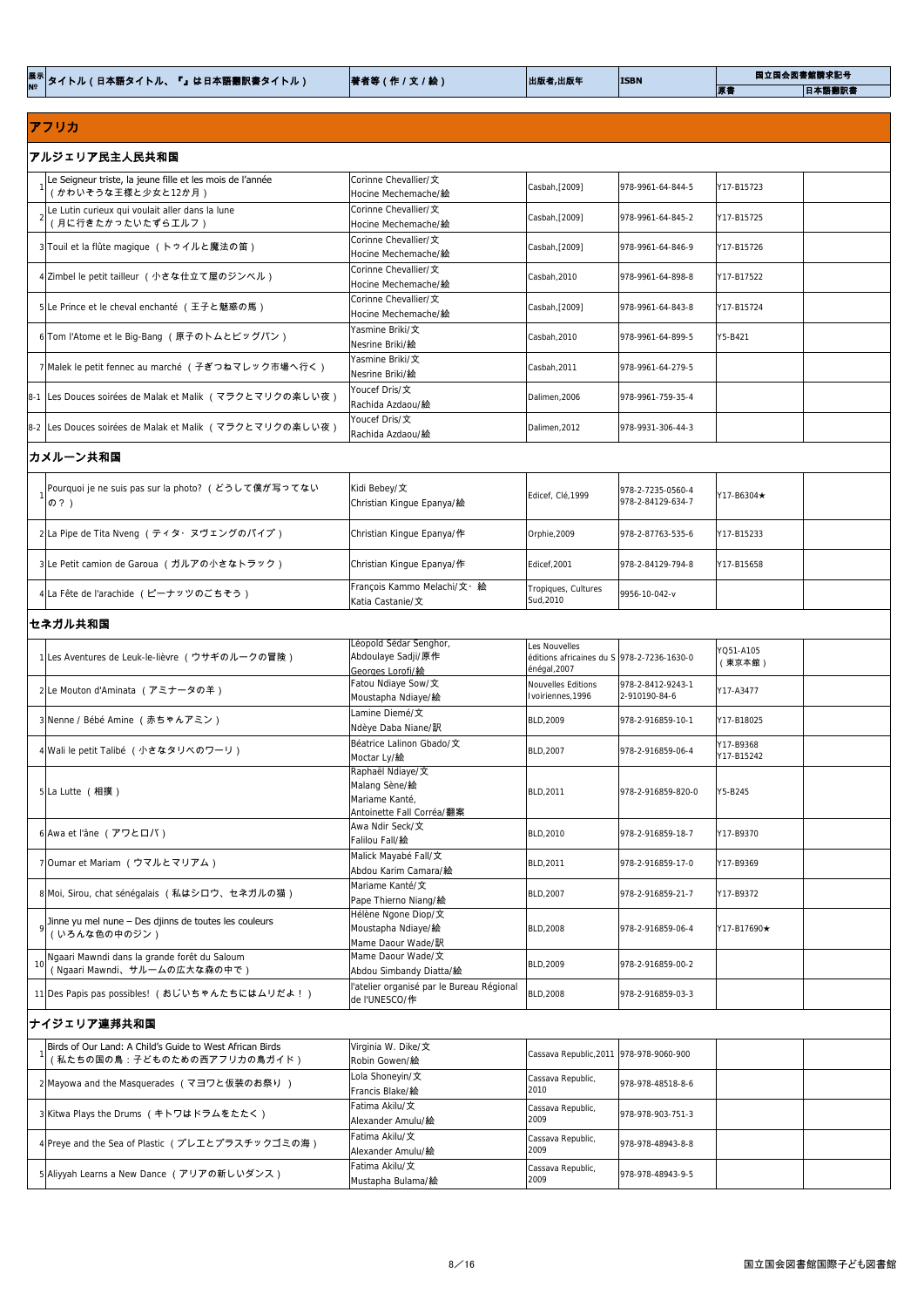| 展示№ | タイトル（日本語タイトル、『』は日本語翻訳書タイトル） | 著者等（作 / 文 / 絵） | 出版者,出版年 | ISBN | 国立国会図書館請求記号 | |
|---|---|---|---|---|---|---|
| | | | | | 原書 | 日本語翻訳書 |

## アフリカ

### アルジェリア民主人民共和国

| 展示№ | タイトル（日本語タイトル、『』は日本語翻訳書タイトル） | 著者等（作 / 文 / 絵） | 出版者,出版年 | ISBN | 原書 | 日本語翻訳書 |
|---|---|---|---|---|---|---|
| 1 | Le Seigneur triste, la jeune fille et les mois de l'année（かわいそうな王様と少女と12か月） | Corinne Chevallier/文 Hocine Mechemache/絵 | Casbah,[2009] | 978-9961-64-844-5 | Y17-B15723 | |
| 2 | Le Lutin curieux qui voulait aller dans la lune（月に行きたかったいたずらエルフ） | Corinne Chevallier/文 Hocine Mechemache/絵 | Casbah,[2009] | 978-9961-64-845-2 | Y17-B15725 | |
| 3 | Touil et la flûte magique（トゥイルと魔法の笛） | Corinne Chevallier/文 Hocine Mechemache/絵 | Casbah,[2009] | 978-9961-64-846-9 | Y17-B15726 | |
| 4 | Zimbel le petit tailleur（小さな仕立て屋のジンベル） | Corinne Chevallier/文 Hocine Mechemache/絵 | Casbah,2010 | 978-9961-64-898-8 | Y17-B17522 | |
| 5 | Le Prince et le cheval enchanté（王子と魅惑の馬） | Corinne Chevallier/文 Hocine Mechemache/絵 | Casbah,[2009] | 978-9961-64-843-8 | Y17-B15724 | |
| 6 | Tom l'Atome et le Big-Bang（原子のトムとビッグバン） | Yasmine Briki/文 Nesrine Briki/絵 | Casbah,2010 | 978-9961-64-899-5 | Y5-B421 | |
| 7 | Malek le petit fennec au marché（子ぎつねマレック市場へ行く） | Yasmine Briki/文 Nesrine Briki/絵 | Casbah,2011 | 978-9961-64-279-5 | | |
| 8-1 | Les Douces soirées de Malak et Malik（マラクとマリクの楽しい夜） | Youcef Dris/文 Rachida Azdaou/絵 | Dalimen,2006 | 978-9961-759-35-4 | | |
| 8-2 | Les Douces soirées de Malak et Malik（マラクとマリクの楽しい夜） | Youcef Dris/文 Rachida Azdaou/絵 | Dalimen,2012 | 978-9931-306-44-3 | | |

### カメルーン共和国

| 展示№ | タイトル（日本語タイトル、『』は日本語翻訳書タイトル） | 著者等（作 / 文 / 絵） | 出版者,出版年 | ISBN | 原書 | 日本語翻訳書 |
|---|---|---|---|---|---|---|
| 1 | Pourquoi je ne suis pas sur la photo?（どうして僕が写ってないの？） | Kidi Bebey/文 Christian Kingue Epanya/絵 | Edicef, Clé,1999 | 978-2-7235-0560-4 978-2-84129-634-7 | Y17-B6304★ | |
| 2 | La Pipe de Tita Nveng（ティタ・ヌヴェングのパイプ） | Christian Kingue Epanya/作 | Orphie,2009 | 978-2-87763-535-6 | Y17-B15233 | |
| 3 | Le Petit camion de Garoua（ガルアの小さなトラック） | Christian Kingue Epanya/作 | Edicef,2001 | 978-2-84129-794-8 | Y17-B15658 | |
| 4 | La Fête de l'arachide（ピーナッツのごちそう） | François Kammo Melachi/文・絵 Katia Castanie/文 | Tropiques, Cultures Sud,2010 | 9956-10-042-v | | |

### セネガル共和国

| 展示№ | タイトル（日本語タイトル、『』は日本語翻訳書タイトル） | 著者等（作 / 文 / 絵） | 出版者,出版年 | ISBN | 原書 | 日本語翻訳書 |
|---|---|---|---|---|---|---|
| 1 | Les Aventures de Leuk-le-lièvre（ウサギのルークの冒険） | Léopold Sédar Senghor, Abdoulaye Sadji/原作 Georges Lorofi/絵 | Les Nouvelles éditions africaines du Sénégal,2007 | 978-2-7236-1630-0 | YQ51-A105（東京本館） | |
| 2 | Le Mouton d'Aminata（アミナータの羊） | Fatou Ndiaye Sow/文 Moustapha Ndiaye/絵 | Nouvelles Editions Ivoiriennes,1996 | 978-2-8412-9243-1 2-910190-84-6 | Y17-A3477 | |
| 3 | Nenne / Bébé Amine（赤ちゃんアミン） | Lamine Diemé/文 Ndèye Daba Niane/訳 | BLD,2009 | 978-2-916859-10-1 | Y17-B18025 | |
| 4 | Wali le petit Talibé（小さなタリベのワーリ） | Béatrice Lalinon Gbado/文 Moctar Ly/絵 | BLD,2007 | 978-2-916859-06-4 | Y17-B9368 Y17-B15242 | |
| 5 | La Lutte（相撲） | Raphaël Ndiaye/文 Malang Sène/絵 Mariame Kanté, Antoinette Fall Corréa/翻案 | BLD,2011 | 978-2-916859-820-0 | Y5-B245 | |
| 6 | Awa et l'âne（アワとロバ） | Awa Ndir Seck/文 Falilou Fall/絵 | BLD,2010 | 978-2-916859-18-7 | Y17-B9370 | |
| 7 | Oumar et Mariam（ウマルとマリアム） | Malick Mayabé Fall/文 Abdou Karim Camara/絵 | BLD,2011 | 978-2-916859-17-0 | Y17-B9369 | |
| 8 | Moi, Sirou, chat sénégalais（私はシロウ、セネガルの猫） | Mariame Kanté/文 Pape Thierno Niang/絵 | BLD,2007 | 978-2-916859-21-7 | Y17-B9372 | |
| 9 | Jinne yu mel nune – Des djinns de toutes les couleurs（いろんな色の中のジン） | Hélène Ngone Diop/文 Moustapha Ndiaye/絵 Mame Daour Wade/訳 | BLD,2008 | 978-2-916859-06-4 | Y17-B17690★ | |
| 10 | Ngaari Mawndi dans la grande forêt du Saloum（Ngaari Mawndi、サルームの広大な森の中で） | Mame Daour Wade/文 Abdou Simbandy Diatta/絵 | BLD,2009 | 978-2-916859-00-2 | | |
| 11 | Des Papis pas possibles!（おじいちゃんたちにはムリだよ！） | l'atelier organisé par le Bureau Régional de l'UNESCO/作 | BLD,2008 | 978-2-916859-03-3 | | |

### ナイジェリア連邦共和国

| 展示№ | タイトル（日本語タイトル、『』は日本語翻訳書タイトル） | 著者等（作 / 文 / 絵） | 出版者,出版年 | ISBN | 原書 | 日本語翻訳書 |
|---|---|---|---|---|---|---|
| 1 | Birds of Our Land: A Child's Guide to West African Birds（私たちの国の鳥：子どものための西アフリカの鳥ガイド） | Virginia W. Dike/文 Robin Gowen/絵 | Cassava Republic,2011 | 978-978-9060-900 | | |
| 2 | Mayowa and the Masquerades（マヨワと仮装のお祭り） | Lola Shoneyin/文 Francis Blake/絵 | Cassava Republic, 2010 | 978-978-48518-8-6 | | |
| 3 | Kitwa Plays the Drums（キトワはドラムをたたく） | Fatima Akilu/文 Alexander Amulu/絵 | Cassava Republic, 2009 | 978-978-903-751-3 | | |
| 4 | Preye and the Sea of Plastic（プレエとプラスチックゴミの海） | Fatima Akilu/文 Alexander Amulu/絵 | Cassava Republic, 2009 | 978-978-48943-8-8 | | |
| 5 | Aliyyah Learns a New Dance（アリアの新しいダンス） | Fatima Akilu/文 Mustapha Bulama/絵 | Cassava Republic, 2009 | 978-978-48943-9-5 | | |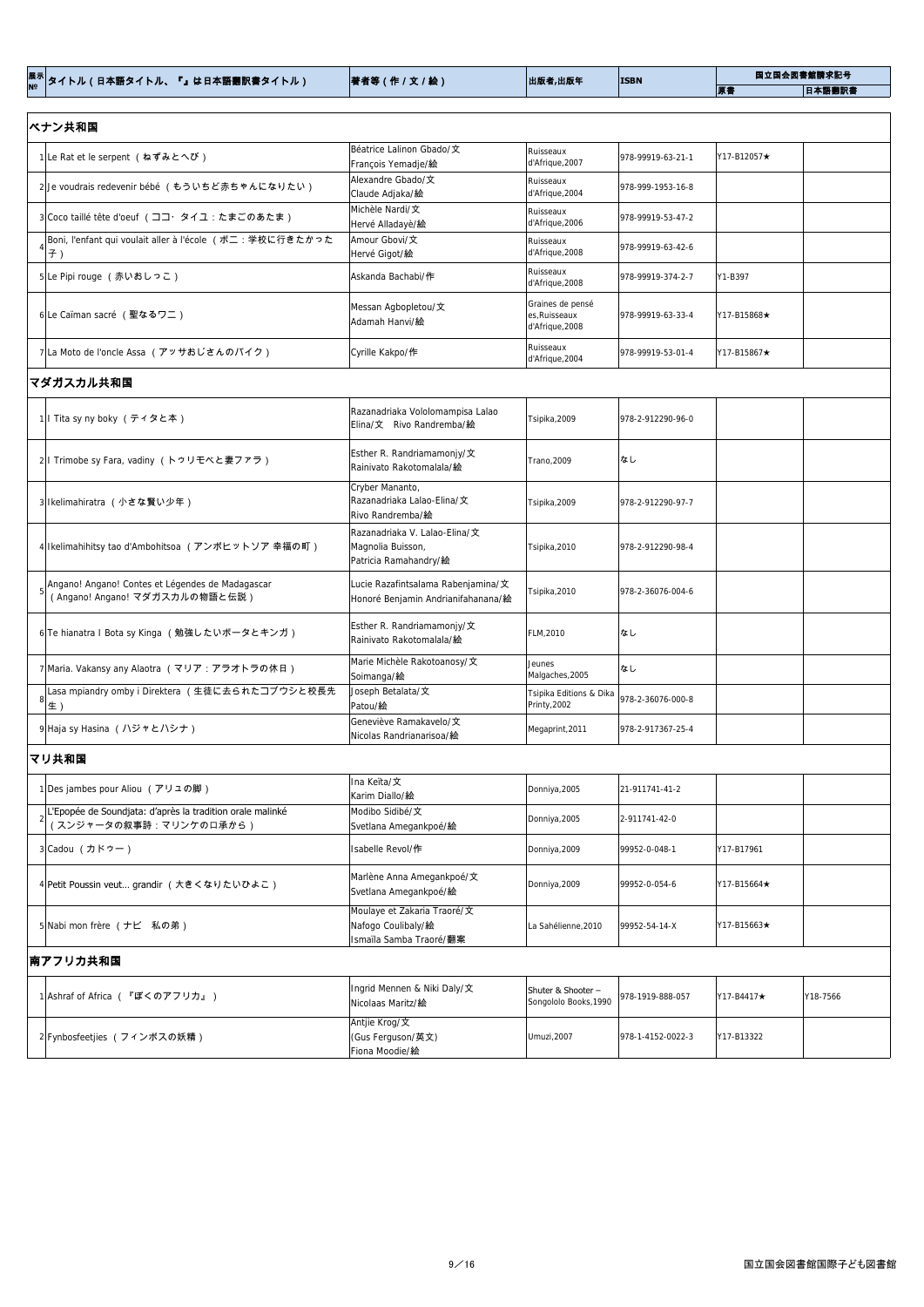| 展示№ | タイトル（日本語タイトル、『』は日本語翻訳書タイトル） | 著者等（作 / 文 / 絵） | 出版者,出版年 | ISBN | 国立国会図書館請求記号 | |
|---|---|---|---|---|---|---|
| | | | | | 原書 | 日本語翻訳書 |
| **ベナン共和国** | | | | | | |
| 1 | Le Rat et le serpent （ねずみとへび） | Béatrice Lalinon Gbado/文<br>François Yemadje/絵 | Ruisseaux d'Afrique,2007 | 978-99919-63-21-1 | Y17-B12057★ | |
| 2 | Je voudrais redevenir bébé （もういちど赤ちゃんになりたい） | Alexandre Gbado/文<br>Claude Adjaka/絵 | Ruisseaux d'Afrique,2004 | 978-999-1953-16-8 | | |
| 3 | Coco taillé tête d'oeuf （ココ· タイユ：たまごのあたま） | Michèle Nardi/文<br>Hervé Alladayè/絵 | Ruisseaux d'Afrique,2006 | 978-99919-53-47-2 | | |
| 4 | Boni, l'enfant qui voulait aller à l'école （ボニ：学校に行きたかった子） | Amour Gbovi/文<br>Hervé Gigot/絵 | Ruisseaux d'Afrique,2008 | 978-99919-63-42-6 | | |
| 5 | Le Pipi rouge （赤いおしっこ） | Askanda Bachabi/作 | Ruisseaux d'Afrique,2008 | 978-99919-374-2-7 | Y1-B397 | |
| 6 | Le Caïman sacré （聖なるワニ） | Messan Agbopletou/文<br>Adamah Hanvi/絵 | Graines de pensé es,Ruisseaux d'Afrique,2008 | 978-99919-63-33-4 | Y17-B15868★ | |
| 7 | La Moto de l'oncle Assa （アッサおじさんのバイク） | Cyrille Kakpo/作 | Ruisseaux d'Afrique,2004 | 978-99919-53-01-4 | Y17-B15867★ | |
| **マダガスカル共和国** | | | | | | |
| 1 | I Tita sy ny boky （ティタと本） | Razanadriaka Vololomampisa Lalao Elina/文　Rivo Randremba/絵 | Tsipika,2009 | 978-2-912290-96-0 | | |
| 2 | I Trimobe sy Fara, vadiny （トゥリモベと妻ファラ） | Esther R. Randriamamonjy/文<br>Rainivato Rakotomalala/絵 | Trano,2009 | なし | | |
| 3 | Ikelimahiratra （小さな賢い少年） | Cryber Mananto,<br>Razanadriaka Lalao-Elina/文<br>Rivo Randremba/絵 | Tsipika,2009 | 978-2-912290-97-7 | | |
| 4 | Ikelimahihitsy tao d'Ambohitsoa （アンボヒットソア 幸福の町） | Razanadriaka V. Lalao-Elina/文<br>Magnolia Buisson,<br>Patricia Ramahandry/絵 | Tsipika,2010 | 978-2-912290-98-4 | | |
| 5 | Angano! Angano! Contes et Légendes de Madagascar （Angano! Angano! マダガスカルの物語と伝説） | Lucie Razafintsalama Rabenjamina/文<br>Honoré Benjamin Andrianifahanana/絵 | Tsipika,2010 | 978-2-36076-004-6 | | |
| 6 | Te hianatra I Bota sy Kinga （勉強したいボータとキンガ） | Esther R. Randriamamonjy/文<br>Rainivato Rakotomalala/絵 | FLM,2010 | なし | | |
| 7 | Maria. Vakansy any Alaotra （マリア：アラオトラの休日） | Marie Michèle Rakotoanosy/文<br>Soimanga/絵 | Jeunes Malgaches,2005 | なし | | |
| 8 | Lasa mpiandry omby i Direktera （生徒に去られたコブウシと校長先生） | Joseph Betalata/文<br>Patou/絵 | Tsipika Editions & Dika Printy,2002 | 978-2-36076-000-8 | | |
| 9 | Haja sy Hasina （ハジャとハシナ） | Geneviève Ramakavelo/文<br>Nicolas Randrianarisoa/絵 | Megaprint,2011 | 978-2-917367-25-4 | | |
| **マリ共和国** | | | | | | |
| 1 | Des jambes pour Aliou （アリユの脚） | Ina Keïta/文<br>Karim Diallo/絵 | Donniya,2005 | 21-911741-41-2 | | |
| 2 | L'Epopée de Soundjata: d'après la tradition orale malinké （スンジャータの叙事詩：マリンケの口承から） | Modibo Sidibé/文<br>Svetlana Amegankpoé/絵 | Donniya,2005 | 2-911741-42-0 | | |
| 3 | Cadou （カドゥー） | Isabelle Revol/作 | Donniya,2009 | 99952-0-048-1 | Y17-B17961 | |
| 4 | Petit Poussin veut... grandir （大きくなりたいひよこ） | Marlène Anna Amegankpoé/文<br>Svetlana Amegankpoé/絵 | Donniya,2009 | 99952-0-054-6 | Y17-B15664★ | |
| 5 | Nabi mon frère （ナビ　私の弟） | Moulaye et Zakaria Traoré/文<br>Nafogo Coulibaly/絵<br>Ismaïla Samba Traoré/翻案 | La Sahélienne,2010 | 99952-54-14-X | Y17-B15663★ | |
| **南アフリカ共和国** | | | | | | |
| 1 | Ashraf of Africa （『ぼくのアフリカ』） | Ingrid Mennen & Niki Daly/文<br>Nicolaas Maritz/絵 | Shuter & Shooter – Songololo Books,1990 | 978-1919-888-057 | Y17-B4417★ | Y18-7566 |
| 2 | Fynbosfeetjies （フィンボスの妖精） | Antjie Krog/文<br>(Gus Ferguson/英文)<br>Fiona Moodie/絵 | Umuzi,2007 | 978-1-4152-0022-3 | Y17-B13322 | |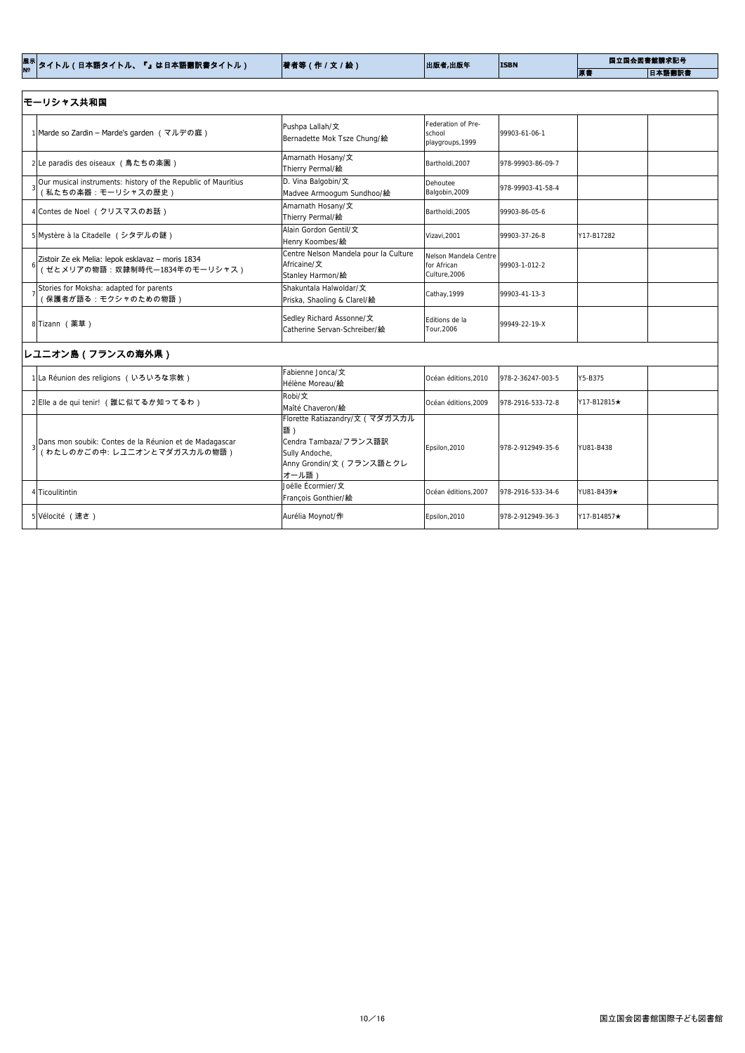| 展示№ | タイトル（日本語タイトル、『』は日本語翻訳書タイトル） | 著者等（作／文／絵） | 出版者,出版年 | ISBN | 国立国会図書館請求記号 | |
|---|---|---|---|---|---|---|
| | | | | | 原書 | 日本語翻訳書 |

## モーリシャス共和国

| 展示№ | タイトル（日本語タイトル、『』は日本語翻訳書タイトル） | 著者等（作／文／絵） | 出版者,出版年 | ISBN | 原書 | 日本語翻訳書 |
|---|---|---|---|---|---|---|
| 1 | Marde so Zardin – Marde's garden （マルデの庭） | Pushpa Lallah/文<br>Bernadette Mok Tsze Chung/絵 | Federation of Pre-school playgroups,1999 | 99903-61-06-1 | | |
| 2 | Le paradis des oiseaux （鳥たちの楽園） | Amarnath Hosany/文<br>Thierry Permal/絵 | Bartholdi,2007 | 978-99903-86-09-7 | | |
| 3 | Our musical instruments: history of the Republic of Mauritius （私たちの楽器：モーリシャスの歴史） | D. Vina Balgobin/文<br>Madvee Armoogum Sundhoo/絵 | Dehoutee Balgobin,2009 | 978-99903-41-58-4 | | |
| 4 | Contes de Noel （クリスマスのお話） | Amarnath Hosany/文<br>Thierry Permal/絵 | Bartholdi,2005 | 99903-86-05-6 | | |
| 5 | Mystère à la Citadelle （シタデルの謎） | Alain Gordon Gentil/文<br>Henry Koombes/絵 | Vizavi,2001 | 99903-37-26-8 | Y17-B17282 | |
| 6 | Zistoir Ze ek Melia: lepok esklavaz – moris 1834 （ゼとメリアの物語：奴隷制時代―1834年のモーリシャス） | Centre Nelson Mandela pour la Culture Africaine/文<br>Stanley Harmon/絵 | Nelson Mandela Centre for African Culture,2006 | 99903-1-012-2 | | |
| 7 | Stories for Moksha: adapted for parents （保護者が語る：モクシャのための物語） | Shakuntala Halwoldar/文<br>Priska, Shaoling & Clarel/絵 | Cathay,1999 | 99903-41-13-3 | | |
| 8 | Tizann （薬草） | Sedley Richard Assonne/文<br>Catherine Servan-Schreiber/絵 | Editions de la Tour,2006 | 99949-22-19-X | | |

## レユニオン島（フランスの海外県）

| 展示№ | タイトル（日本語タイトル、『』は日本語翻訳書タイトル） | 著者等（作／文／絵） | 出版者,出版年 | ISBN | 原書 | 日本語翻訳書 |
|---|---|---|---|---|---|---|
| 1 | La Réunion des religions （いろいろな宗教） | Fabienne Jonca/文<br>Hélène Moreau/絵 | Océan éditions,2010 | 978-2-36247-003-5 | Y5-B375 | |
| 2 | Elle a de qui tenir! （誰に似てるか知ってるわ） | Robi/文<br>Maïté Chaveron/絵 | Océan éditions,2009 | 978-2916-533-72-8 | Y17-B12815★ | |
| 3 | Dans mon soubik: Contes de la Réunion et de Madagascar （わたしのかごの中: レユニオンとマダガスカルの物語） | Florette Ratiazandry/文（マダガスカル語）<br>Cendra Tambaza/フランス語訳<br>Sully Andoche,<br>Anny Grondin/文（フランス語とクレオール語） | Epsilon,2010 | 978-2-912949-35-6 | YU81-B438 | |
| 4 | Ticoulitintin | Joëlle Écormier/文<br>François Gonthier/絵 | Océan éditions,2007 | 978-2916-533-34-6 | YU81-B439★ | |
| 5 | Vélocité （速さ） | Aurélia Moynot/作 | Epsilon,2010 | 978-2-912949-36-3 | Y17-B14857★ | |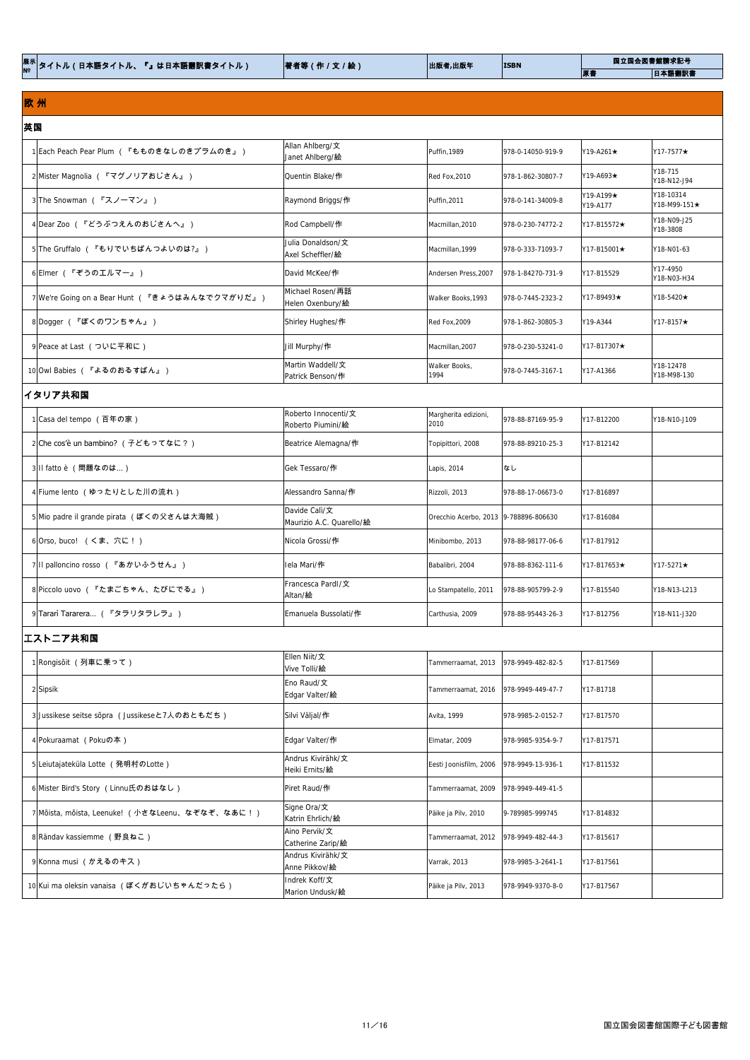| 展示No | タイトル（日本語タイトル、『』は日本語翻訳書タイトル） | 著者等（作 / 文 / 絵） | 出版者,出版年 | ISBN | 国立国会図書館請求記号 | |
|---|---|---|---|---|---|---|
| | | | | | 原書 | 日本語翻訳書 |

## 欧州

### 英国

| 展示No | タイトル（日本語タイトル、『』は日本語翻訳書タイトル） | 著者等（作 / 文 / 絵） | 出版者,出版年 | ISBN | 原書 | 日本語翻訳書 |
|---|---|---|---|---|---|---|
| 1 | Each Peach Pear Plum （『もものきなしのきプラムのき』） | Allan Ahlberg/文<br>Janet Ahlberg/絵 | Puffin,1989 | 978-0-14050-919-9 | Y19-A261★ | Y17-7577★ |
| 2 | Mister Magnolia （『マグノリアおじさん』） | Quentin Blake/作 | Red Fox,2010 | 978-1-862-30807-7 | Y19-A693★ | Y18-715<br>Y18-N12-J94 |
| 3 | The Snowman （『スノーマン』） | Raymond Briggs/作 | Puffin,2011 | 978-0-141-34009-8 | Y19-A199★<br>Y19-A177 | Y18-10314<br>Y18-M99-151★ |
| 4 | Dear Zoo （『どうぶつえんのおじさんへ』） | Rod Campbell/作 | Macmillan,2010 | 978-0-230-74772-2 | Y17-B15572★ | Y18-N09-J25<br>Y18-3808 |
| 5 | The Gruffalo （『もりでいちばんつよいのは?』） | Julia Donaldson/文<br>Axel Scheffler/絵 | Macmillan,1999 | 978-0-333-71093-7 | Y17-B15001★ | Y18-N01-63 |
| 6 | Elmer （『ぞうのエルマー』） | David McKee/作 | Andersen Press,2007 | 978-1-84270-731-9 | Y17-B15529 | Y17-4950<br>Y18-N03-H34 |
| 7 | We're Going on a Bear Hunt （『きょうはみんなでクマがりだ』） | Michael Rosen/再話<br>Helen Oxenbury/絵 | Walker Books,1993 | 978-0-7445-2323-2 | Y17-B9493★ | Y18-5420★ |
| 8 | Dogger （『ぼくのワンちゃん』） | Shirley Hughes/作 | Red Fox,2009 | 978-1-862-30805-3 | Y19-A344 | Y17-8157★ |
| 9 | Peace at Last （ついに平和に） | Jill Murphy/作 | Macmillan,2007 | 978-0-230-53241-0 | Y17-B17307★ | |
| 10 | Owl Babies （『よるのおるすばん』） | Martin Waddell/文<br>Patrick Benson/作 | Walker Books, 1994 | 978-0-7445-3167-1 | Y17-A1366 | Y18-12478<br>Y18-M98-130 |

### イタリア共和国

| 展示No | タイトル（日本語タイトル、『』は日本語翻訳書タイトル） | 著者等（作 / 文 / 絵） | 出版者,出版年 | ISBN | 原書 | 日本語翻訳書 |
|---|---|---|---|---|---|---|
| 1 | Casa del tempo （百年の家） | Roberto Innocenti/文<br>Roberto Piumini/絵 | Margherita edizioni, 2010 | 978-88-87169-95-9 | Y17-B12200 | Y18-N10-J109 |
| 2 | Che cos'è un bambino? （子どもってなに？） | Beatrice Alemagna/作 | Topipittori, 2008 | 978-88-89210-25-3 | Y17-B12142 | |
| 3 | Il fatto è （問題なのは…） | Gek Tessaro/作 | Lapis, 2014 | なし | | |
| 4 | Fiume lento （ゆったりとした川の流れ） | Alessandro Sanna/作 | Rizzoli, 2013 | 978-88-17-06673-0 | Y17-B16897 | |
| 5 | Mio padre il grande pirata （ぼくの父さんは大海賊） | Davide Calì/文<br>Maurizio A.C. Quarello/絵 | Orecchio Acerbo, 2013 | 9-788896-806630 | Y17-B16084 | |
| 6 | Orso, buco! （くま、穴に！） | Nicola Grossi/作 | Minibombo, 2013 | 978-88-98177-06-6 | Y17-B17912 | |
| 7 | Il palloncino rosso （『あかいふうせん』） | Iela Mari/作 | Babalibri, 2004 | 978-88-8362-111-6 | Y17-B17653★ | Y17-5271★ |
| 8 | Piccolo uovo （『たまごちゃん、たびにでる』） | Francesca Pardl/文<br>Altan/絵 | Lo Stampatello, 2011 | 978-88-905799-2-9 | Y17-B15540 | Y18-N13-L213 |
| 9 | Tararì Tararera... （『タラリタラレラ』） | Emanuela Bussolati/作 | Carthusia, 2009 | 978-88-95443-26-3 | Y17-B12756 | Y18-N11-J320 |

### エストニア共和国

| 展示No | タイトル（日本語タイトル、『』は日本語翻訳書タイトル） | 著者等（作 / 文 / 絵） | 出版者,出版年 | ISBN | 原書 | 日本語翻訳書 |
|---|---|---|---|---|---|---|
| 1 | Rongisõit （列車に乗って） | Ellen Niit/文<br>Vive Tolli/絵 | Tammerraamat, 2013 | 978-9949-482-82-5 | Y17-B17569 | |
| 2 | Sipsik | Eno Raud/文<br>Edgar Valter/絵 | Tammerraamat, 2016 | 978-9949-449-47-7 | Y17-B1718 | |
| 3 | Jussikese seitse sõpra （Jussikeseと7人のおともだち） | Silvi Väljal/作 | Avita, 1999 | 978-9985-2-0152-7 | Y17-B17570 | |
| 4 | Pokuraamat （Pokuの本） | Edgar Valter/作 | Elmatar, 2009 | 978-9985-9354-9-7 | Y17-B17571 | |
| 5 | Leiutajateküla Lotte （発明村のLotte） | Andrus Kivirähk/文<br>Heiki Ernits/絵 | Eesti Joonisfilm, 2006 | 978-9949-13-936-1 | Y17-B11532 | |
| 6 | Mister Bird's Story （Linnu氏のおはなし） | Piret Raud/作 | Tammerraamat, 2009 | 978-9949-449-41-5 | | |
| 7 | Mõista, mõista, Leenuke! （小さなLeenu、なぞなぞ、なあに！） | Signe Ora/文<br>Katrin Ehrlich/絵 | Päike ja Pilv, 2010 | 9-789985-999745 | Y17-B14832 | |
| 8 | Rändav kassiemme （野良ねこ） | Aino Pervik/文<br>Catherine Zarip/絵 | Tammerraamat, 2012 | 978-9949-482-44-3 | Y17-B15617 | |
| 9 | Konna musi （かえるのキス） | Andrus Kivirähk/文<br>Anne Pikkov/絵 | Varrak, 2013 | 978-9985-3-2641-1 | Y17-B17561 | |
| 10 | Kui ma oleksin vanaisa （ぼくがおじいちゃんだったら） | Indrek Koff/文<br>Marion Undusk/絵 | Päike ja Pilv, 2013 | 978-9949-9370-8-0 | Y17-B17567 | |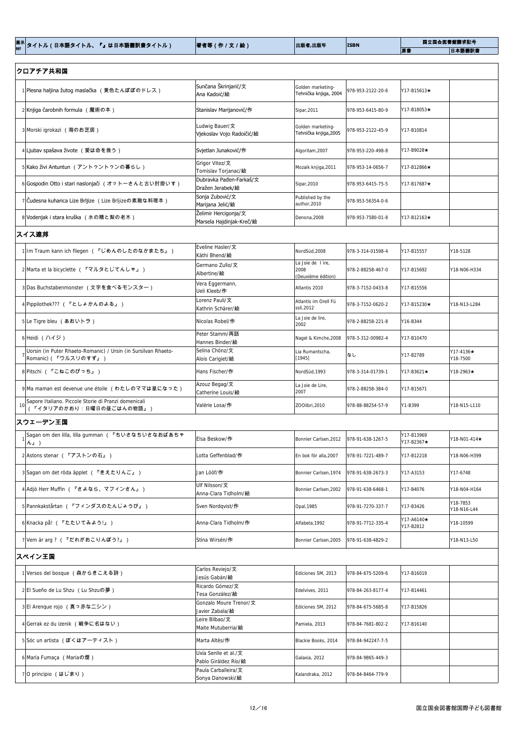| 展示No | タイトル（日本語タイトル、『』は日本語翻訳書タイトル） | 著者等（作／文／絵） | 出版者,出版年 | ISBN | 国立国会図書館請求記号 | |
|---|---|---|---|---|---|---|
| | | | | | 原書 | 日本語翻訳書 |

## クロアチア共和国

| 展示No | タイトル（日本語タイトル、『』は日本語翻訳書タイトル） | 著者等（作／文／絵） | 出版者,出版年 | ISBN | 原書 | 日本語翻訳書 |
|---|---|---|---|---|---|---|
| 1 | Plesna haljina žutog maslačka （黄色たんぽぽのドレス） | Sunčana Škrinjarić/文 Ana Kadoić/絵 | Golden marketing-Tehnička knjiga, 2004 | 978-953-2122-20-6 | Y17-B15613★ | |
| 2 | Knjiga čarobnih formula （魔術の本） | Stanislav Marijanović/作 | Sipar,2011 | 978-953-6415-80-9 | Y17-B18053★ | |
| 3 | Morski igrokazi （海のお芝居） | Ludwig Bauer/文 Vjekoslav Vojo Radoičić/絵 | Golden marketing-Tehnička knjiga,2005 | 978-953-2122-45-9 | Y17-B10814 | |
| 4 | Ljubav spašava živote （愛は命を救う） | Svjetlan Junaković/作 | Algoritam,2007 | 978-953-220-498-8 | Y17-B9028★ | |
| 5 | Kako živi Antuntun （アントゥントゥンの暮らし） | Grigor Vitez/文 Tomislav Torjanac/絵 | Mozaik knjiga,2011 | 978-953-14-0656-7 | Y17-B12866★ | |
| 6 | Gospodin Otto i stari naslonjači （オットーさんと古い肘掛いす） | Dubravka Pađen-Farkaš/文 Dražen Jerabek/絵 | Sipar,2010 | 978-953-6415-75-5 | Y17-B17687★ | |
| 7 | Čudesna kuharica Lize Brljize （Lize Brljizeの素敵な料理本） | Sonja Zubović/文 Marijana Jelić/絵 | Published by the author,2010 | 978-953-56354-0-6 | | |
| 8 | Vodenjak i stara kruška （水の精と梨の老木） | Želimir Hercigonja/文 Marsela Hajdinjak-Kreč/絵 | Denona,2008 | 978-953-7580-01-8 | Y17-B12163★ | |

## スイス連邦

| 展示No | タイトル（日本語タイトル、『』は日本語翻訳書タイトル） | 著者等（作／文／絵） | 出版者,出版年 | ISBN | 原書 | 日本語翻訳書 |
|---|---|---|---|---|---|---|
| 1 | Im Traum kann ich fliegen （『じめんのしたのなかまたち』） | Eveline Hasler/文 Käthi Bhend/絵 | NordSüd,2008 | 978-3-314-01598-4 | Y17-B15557 | Y18-5128 |
| 2 | Marta et la bicyclette （『マルタとじてんしゃ』） | Germano Zullo/文 Albertine/絵 | La Joie de lire, 2008 (Deuxième édition) | 978-2-88258-467-0 | Y17-B15692 | Y18-N06-H334 |
| 3 | Das Buchstabenmonster （文字を食べるモンスター） | Vera Eggermann, Ueli Kleeb/作 | Atlantis 2010 | 978-3-7152-0433-8 | Y17-B15556 | |
| 4 | Pippilothek??? （『としょかんのよる』） | Lorenz Pauli/文 Kathrin Schärer/絵 | Atlantis im Orell Füssli,2012 | 978-3-7152-0620-2 | Y17-B15230★ | Y18-N13-L284 |
| 5 | Le Tigre bleu （あおいトラ） | Nicolas Robel/作 | La Joie de lire, 2002 | 978-2-88258-221-8 | Y16-B344 | |
| 6 | Heidi （ハイジ） | Peter Stamm/再話 Hannes Binder/絵 | Nagel & Kimche,2008 | 978-3-312-00982-4 | Y17-B10470 | |
| 7 | Uorsin (in Puter Rhaeto-Romanic) / Ursin (in Sursilvan Rhaeto-Romanic) （『ウルスリのすず』） | Selina Chönz/文 Alois Carigiet/絵 | Lia Rumantscha, [1945] | なし | Y17-B2789 | Y17-4136★ Y18-7500 |
| 8 | Pitschi （『こねこのぴっち』） | Hans Fischer/作 | NordSüd,1993 | 978-3-314-01739-1 | Y17-B3621★ | Y18-2963★ |
| 9 | Ma maman est devenue une étoile （わたしのママは星になった） | Azouz Begag/文 Catherine Louis/絵 | La Joie de Lire, 2007 | 978-2-88258-384-0 | Y17-B15671 | |
| 10 | Sapore Italiano. Piccole Storie di Pranzi domenicali （『イタリアのかおり：日曜日の昼ごはんの物語』） | Valérie Losa/作 | ZOOlibri,2010 | 978-88-88254-57-9 | Y1-B399 | Y18-N15-L110 |

## スウェーデン王国

| 展示No | タイトル（日本語タイトル、『』は日本語翻訳書タイトル） | 著者等（作／文／絵） | 出版者,出版年 | ISBN | 原書 | 日本語翻訳書 |
|---|---|---|---|---|---|---|
| 1 | Sagan om den lilla, lilla gumman （『ちいさなちいさなおばあちゃん』） | Elsa Beskow/作 | Bonnier Carlsen,2012 | 978-91-638-1267-5 | Y17-B13969 Y17-B2367★ | Y18-N01-414★ |
| 2 | Astons stenar （『アストンの石』） | Lotta Geffenblad/作 | En bok för alla,2007 | 978-91-7221-489-7 | Y17-B12218 | Y18-N06-H399 |
| 3 | Sagan om det röda äpplet （『きえたりんご』） | Jan Lööf/作 | Bonnier Carlsen,1974 | 978-91-638-2673-3 | Y17-A3153 | Y17-6748 |
| 4 | Adjö Herr Muffin （『さよなら、マフィンさん』） | Ulf Nilsson/文 Anna-Clara Tidholm/絵 | Bonnier Carlsen,2002 | 978-91-638-6468-1 | Y17-B4076 | Y18-N04-H164 |
| 5 | Pannkakstårtan （『フィンダスのたんじょうび』） | Sven Nordqvist/作 | Opal,1985 | 978-91-7270-337-7 | Y17-B3426 | Y18-7853 Y18-N16-L44 |
| 6 | Knacka på! （『たたいてみよう!』） | Anna-Clara Tidholm/作 | Alfabeta,1992 | 978-91-7712-335-4 | Y17-A6140★ Y17-B2812 | Y18-10599 |
| 7 | Vem är arg？ （『だれがおこりんぼう?』） | Stina Wirsén/作 | Bonnier Carlsen,2005 | 978-91-638-4829-2 | | Y18-N13-L50 |

## スペイン王国

| 展示No | タイトル（日本語タイトル、『』は日本語翻訳書タイトル） | 著者等（作／文／絵） | 出版者,出版年 | ISBN | 原書 | 日本語翻訳書 |
|---|---|---|---|---|---|---|
| 1 | Versos del bosque （森からきこえる詩） | Carlos Reviejo/文 Jesús Gabán/絵 | Ediciones SM, 2013 | 978-84-675-5209-6 | Y17-B16019 | |
| 2 | El Sueño de Lu Shzu （Lu Shzuの夢） | Ricardo Gómez/文 Tesa González/絵 | Edelvives, 2011 | 978-84-263-8177-4 | Y17-B14461 | |
| 3 | El Arenque rojo （真っ赤なニシン） | Gonzalo Moure Trenor/文 Javier Zabala/絵 | Ediciones SM, 2012 | 978-84-675-5685-8 | Y17-B15826 | |
| 4 | Gerrak ez du izenik （戦争に名はない） | Leire Bilbao/文 Maite Mutuberria/絵 | Pamiela, 2013 | 978-84-7681-802-2 | Y17-B16140 | |
| 5 | Sóc un artista （ぼくはアーティスト） | Marta Altès/作 | Blackie Books, 2014 | 978-84-942247-7-5 | | |
| 6 | María Fumaça （Mariaの煙） | Uxía Senlle et al./文 Pablo Giráldez Río/絵 | Galaxia, 2012 | 978-84-9865-449-3 | | |
| 7 | O principio （はじまり） | Paula Carballeira/文 Sonya Danowski/絵 | Kalandraka, 2012 | 978-84-8464-779-9 | | |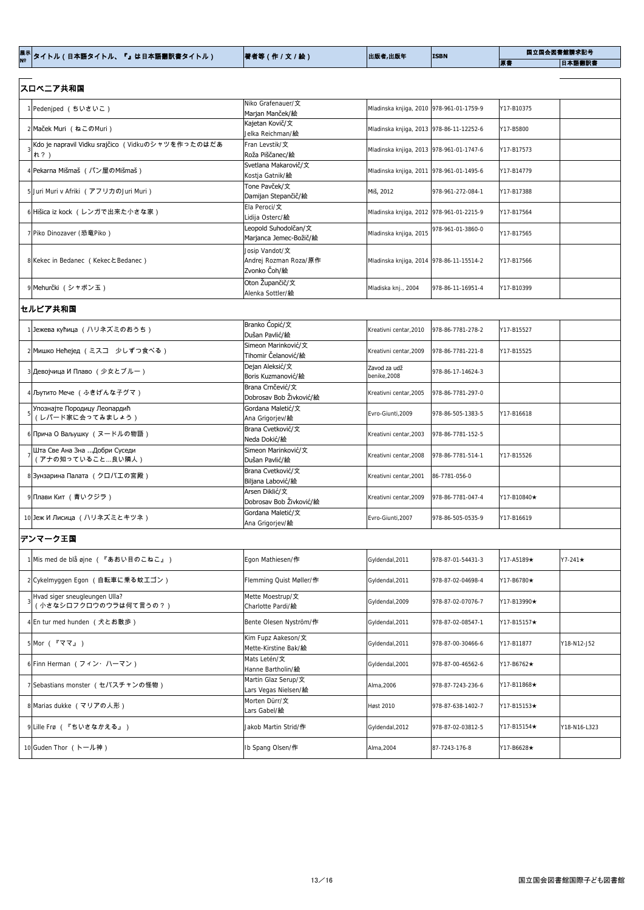| 展示№ | タイトル（日本語タイトル、『』は日本語翻訳書タイトル） | 著者等（作／文／絵） | 出版者,出版年 | ISBN | 国立国会図書館請求記号 | |
|---|---|---|---|---|---|---|
| | | | | | 原書 | 日本語翻訳書 |

## スロベニア共和国

| 展示№ | タイトル（日本語タイトル、『』は日本語翻訳書タイトル） | 著者等（作／文／絵） | 出版者,出版年 | ISBN | 原書 | 日本語翻訳書 |
|---|---|---|---|---|---|---|
| 1 | Pedenjped（ちいさいこ） | Niko Grafenauer/文<br>Marjan Manček/絵 | Mladinska knjiga, 2010 | 978-961-01-1759-9 | Y17-B10375 | |
| 2 | Maček Muri（ねこのMuri） | Kajetan Kovič/文<br>Jelka Reichman/絵 | Mladinska knjiga, 2013 | 978-86-11-12252-6 | Y17-B5800 | |
| 3 | Kdo je napravil Vidku srajčico（Vidkuのシャツを作ったのはだあれ？） | Fran Levstik/文<br>Roža Piščanec/絵 | Mladinska knjiga, 2013 | 978-961-01-1747-6 | Y17-B17573 | |
| 4 | Pekarna Mišmaš（パン屋のMišmaš） | Svetlana Makarovič/文<br>Kostja Gatnik/絵 | Mladinska knjiga, 2011 | 978-961-01-1495-6 | Y17-B14779 | |
| 5 | Juri Muri v Afriki（アフリカのJuri Muri） | Tone Pavček/文<br>Damijan Stepančič/絵 | Miš, 2012 | 978-961-272-084-1 | Y17-B17388 | |
| 6 | Hišica iz kock（レンガで出来た小さな家） | Ela Peroci/文<br>Lidija Osterc/絵 | Mladinska knjiga, 2012 | 978-961-01-2215-9 | Y17-B17564 | |
| 7 | Piko Dinozaver（恐竜Piko） | Leopold Suhodolčan/文<br>Marjanca Jemec-Božič/絵 | Mladinska knjiga, 2015 | 978-961-01-3860-0 | Y17-B17565 | |
| 8 | Kekec in Bedanec（KekecとBedanec） | Josip Vandot/文<br>Andrej Rozman Roza/原作<br>Zvonko Čoh/絵 | Mladinska knjiga, 2014 | 978-86-11-15514-2 | Y17-B17566 | |
| 9 | Mehurčki（シャボン玉） | Oton Župančič/文<br>Alenka Sottler/絵 | Mladiska knj., 2004 | 978-86-11-16951-4 | Y17-B10399 | |

## セルビア共和国

| 展示№ | タイトル（日本語タイトル、『』は日本語翻訳書タイトル） | 著者等（作／文／絵） | 出版者,出版年 | ISBN | 原書 | 日本語翻訳書 |
|---|---|---|---|---|---|---|
| 1 | Јежева кућица（ハリネズミのおうち） | Branko Ćopić/文<br>Dušan Pavlić/絵 | Kreativni centar,2010 | 978-86-7781-278-2 | Y17-B15527 | |
| 2 | Мишко Нећејед（ミスコ 少しずつ食べる） | Simeon Marinković/文<br>Tihomir Čelanović/絵 | Kreativni centar,2009 | 978-86-7781-221-8 | Y17-B15525 | |
| 3 | Девојчица И Плаво（少女とブルー） | Dejan Aleksić/文<br>Boris Kuzmanović/絵 | Zavod za udž benike,2008 | 978-86-17-14624-3 | | |
| 4 | Љутито Мече（ふきげんな子グマ） | Brana Crnčević/文<br>Dobrosav Bob Živković/絵 | Kreativni centar,2005 | 978-86-7781-297-0 | | |
| 5 | Упознајте Породицу Леопардић（レパード家に会ってみましょう） | Gordana Maletić/文<br>Ana Grigorjev/絵 | Evro-Giunti,2009 | 978-86-505-1383-5 | Y17-B16618 | |
| 6 | Прича О Ваљушку（ヌードルの物語） | Brana Cvetković/文<br>Neda Dokić/絵 | Kreativni centar,2003 | 978-86-7781-152-5 | | |
| 7 | Шта Све Ана Зна ...Добри Суседи（アナの知っていること…良い隣人） | Simeon Marinković/文<br>Dušan Pavlić/絵 | Kreativni centar,2008 | 978-86-7781-514-1 | Y17-B15526 | |
| 8 | Зунзарина Палата（クロバエの宮殿） | Brana Cvetković/文<br>Biljana Labović/絵 | Kreativni centar,2001 | 86-7781-056-0 | | |
| 9 | Плави Кит（青いクジラ） | Arsen Diklić/文<br>Dobrosav Bob Živković/絵 | Kreativni centar,2009 | 978-86-7781-047-4 | Y17-B10840★ | |
| 10 | Јеж И Лисица（ハリネズミとキツネ） | Gordana Maletić/文<br>Ana Grigorjev/絵 | Evro-Giunti,2007 | 978-86-505-0535-9 | Y17-B16619 | |

## デンマーク王国

| 展示№ | タイトル（日本語タイトル、『』は日本語翻訳書タイトル） | 著者等（作／文／絵） | 出版者,出版年 | ISBN | 原書 | 日本語翻訳書 |
|---|---|---|---|---|---|---|
| 1 | Mis med de blå øjne（『あおい目のこねこ』） | Egon Mathiesen/作 | Gyldendal,2011 | 978-87-01-54431-3 | Y17-A5189★ | Y7-241★ |
| 2 | Cykelmyggen Egon（自転車に乗る蚊エゴン） | Flemming Quist Møller/作 | Gyldendal,2011 | 978-87-02-04698-4 | Y17-B6780★ | |
| 3 | Hvad siger sneugleungen Ulla?（小さなシロフクロウのウラは何て言うの？） | Mette Moestrup/文<br>Charlotte Pardi/絵 | Gyldendal,2009 | 978-87-02-07076-7 | Y17-B13990★ | |
| 4 | En tur med hunden（犬とお散歩） | Bente Olesen Nyström/作 | Gyldendal,2011 | 978-87-02-08547-1 | Y17-B15157★ | |
| 5 | Mor（『ママ』） | Kim Fupz Aakeson/文<br>Mette-Kirstine Bak/絵 | Gyldendal,2011 | 978-87-00-30466-6 | Y17-B11877 | Y18-N12-J52 |
| 6 | Finn Herman（フィン・ハーマン） | Mats Letén/文<br>Hanne Bartholin/絵 | Gyldendal,2001 | 978-87-00-46562-6 | Y17-B6762★ | |
| 7 | Sebastians monster（セバスチャンの怪物） | Martin Glaz Serup/文<br>Lars Vegas Nielsen/絵 | Alma,2006 | 978-87-7243-236-6 | Y17-B11868★ | |
| 8 | Marias dukke（マリアの人形） | Morten Dürr/文<br>Lars Gabel/絵 | Høst 2010 | 978-87-638-1402-7 | Y17-B15153★ | |
| 9 | Lille Frø（『ちいさなかえる』） | Jakob Martin Strid/作 | Gyldendal,2012 | 978-87-02-03812-5 | Y17-B15154★ | Y18-N16-L323 |
| 10 | Guden Thor（トール神） | Ib Spang Olsen/作 | Alma,2004 | 87-7243-176-8 | Y17-B6628★ | |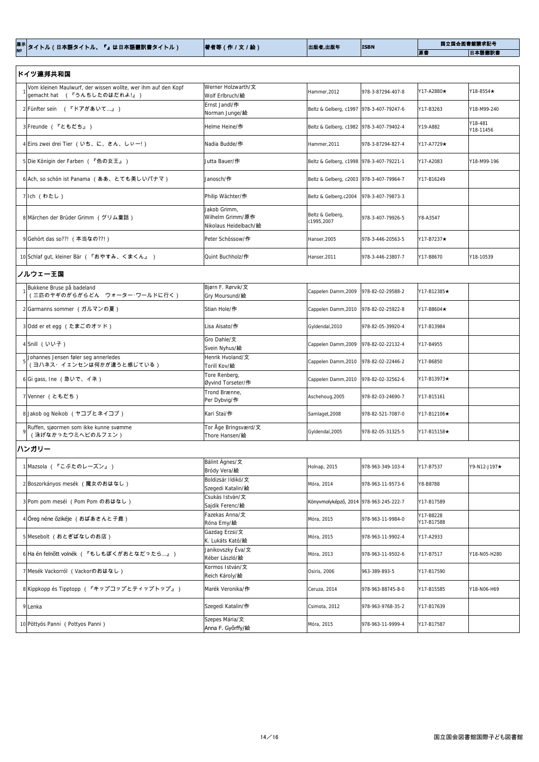| 展示№ | タイトル（日本語タイトル、『』は日本語翻訳書タイトル） | 著者等（作／文／絵） | 出版者,出版年 | ISBN | 国立国会図書館請求記号 | |
|---|---|---|---|---|---|---|
| | | | | | 原書 | 日本語翻訳書 |
| **ドイツ連邦共和国** | | | | | | |
| 1 | Vom kleinen Maulwurf, der wissen wollte, wer ihm auf den Kopf gemacht hat （『うんちしたのはだれよ!』） | Werner Holzwarth/文<br>Wolf Erlbruch/絵 | Hammer,2012 | 978-3-87294-407-8 | Y17-A2880★ | Y18-8554★ |
| 2 | Fünfter sein （『ドアがあいて…』） | Ernst Jandl/作<br>Norman Junge/絵 | Beltz & Gelberg, c1997 | 978-3-407-79247-6 | Y17-B3263 | Y18-M99-240 |
| 3 | Freunde （『ともだち』） | Helme Heine/作 | Beltz & Gelberg, c1982 | 978-3-407-79402-4 | Y19-A882 | Y18-481<br>Y18-11456 |
| 4 | Eins zwei drei Tier （いち、に、さん、しぃー!） | Nadia Budde/作 | Hammer,2011 | 978-3-87294-827-4 | Y17-A7729★ | |
| 5 | Die Königin der Farben （『色の女王』） | Jutta Bauer/作 | Beltz & Gelberg, c1998 | 978-3-407-79221-1 | Y17-A2083 | Y18-M99-196 |
| 6 | Ach, so schön ist Panama （ああ、とても美しいパナマ） | Janosch/作 | Beltz & Gelberg, c2003 | 978-3-407-79964-7 | Y17-B16249 | |
| 7 | Ich （わたし） | Philip Wächter/作 | Beltz & Gelberg,c2004 | 978-3-407-79873-3 | | |
| 8 | Märchen der Brüder Grimm （グリム童話） | Jakob Grimm,<br>Wilhelm Grimm/原作<br>Nikolaus Heidelbach/絵 | Beltz & Gelberg, c1995,2007 | 978-3-407-79926-5 | Y8-A3547 | |
| 9 | Gehört das so??! （本当なの??!） | Peter Schössow/作 | Hanser,2005 | 978-3-446-20563-5 | Y17-B7237★ | |
| 10 | Schlaf gut, kleiner Bär （『おやすみ、くまくん』） | Quint Buchholz/作 | Hanser,2011 | 978-3-446-23807-7 | Y17-B8670 | Y18-10539 |
| **ノルウェー王国** | | | | | | |
| 1 | Bukkene Bruse på badeland （三匹のヤギのがらがらどん　ウォーター･ワールドに行く） | Bjørn F. Rørvik/文<br>Gry Moursund/絵 | Cappelen Damm,2009 | 978-82-02-29588-2 | Y17-B12385★ | |
| 2 | Garmanns sommer （ガルマンの夏） | Stian Hole/作 | Cappelen Damm,2010 | 978-82-02-25922-8 | Y17-B8604★ | |
| 3 | Odd er et egg （たまごのオッド） | Lisa Aisato/作 | Gyldendal,2010 | 978-82-05-39920-4 | Y17-B13984 | |
| 4 | Snill （いい子） | Gro Dahle/文<br>Svein Nyhus/絵 | Cappelen Damm,2009 | 978-82-02-22132-4 | Y17-B4955 | |
| 5 | Johannes Jensen føler seg annerledes （ヨハネス･イエンセンは何かが違うと感じている） | Henrik Hvoland/文<br>Torill Kov/絵 | Cappelen Damm,2010 | 978-82-02-22446-2 | Y17-B6850 | |
| 6 | Gi gass, Ine （急いで、イネ） | Tore Renberg,<br>Øyvind Torseter/作 | Cappelen Damm,2010 | 978-82-02-32562-6 | Y17-B13973★ | |
| 7 | Venner （ともだち） | Trond Brænne,<br>Per Dybvig/作 | Aschehoug,2005 | 978-82-03-24690-7 | Y17-B15161 | |
| 8 | Jakob og Neikob （ヤコブとネイコブ） | Kari Stai/作 | Samlaget,2008 | 978-82-521-7087-0 | Y17-B12106★ | |
| 9 | Ruffen, sjøormen som ikke kunne svømme （泳げなかったウミヘビのルフェン） | Tor Åge Bringsværd/文<br>Thore Hansen/絵 | Gyldendal,2005 | 978-82-05-31325-5 | Y17-B15158★ | |
| **ハンガリー** | | | | | | |
| 1 | Mazsola （『こぶたのレーズン』） | Bálint Ágnes/文<br>Bródy Vera/絵 | Holnap, 2015 | 978-963-349-103-4 | Y17-B7537 | Y9-N12-J197★ |
| 2 | Boszorkányos mesék （魔女のおはなし） | Boldizsár Ildikó/文<br>Szegedi Katalin/絵 | Móra, 2014 | 978-963-11-9573-6 | Y8-B8788 | |
| 3 | Pom pom meséi （Pom Pom のおはなし） | Csukás István/文<br>Sajdik Ferenc/絵 | Könyvmolyképző, 2014 | 978-963-245-222-7 | Y17-B17589 | |
| 4 | Öreg néne őzikéje （おばあさんと子鹿） | Fazekas Anna/文<br>Róna Emy/絵 | Móra, 2015 | 978-963-11-9984-0 | Y17-B8228<br>Y17-B17588 | |
| 5 | Mesebolt （おとぎばなしのお店） | Gazdag Erzsi/文<br>K. Lukáts Kató/絵 | Móra, 2015 | 978-963-11-9902-4 | Y17-A2933 | |
| 6 | Ha én felnőtt volnék （『もしもぼくがおとなだったら…』） | Janikovszky Éva/文<br>Réber László/絵 | Móra, 2013 | 978-963-11-9502-6 | Y17-B7517 | Y18-N05-H280 |
| 7 | Mesék Vackorról （Vackorのおはなし） | Kormos István/文<br>Reich Károly/絵 | Osiris, 2006 | 963-389-893-5 | Y17-B17590 | |
| 8 | Kippkopp és Tipptopp （『キップコップとティップトップ』） | Marék Veronika/作 | Ceruza, 2014 | 978-963-88745-8-0 | Y17-B15585 | Y18-N06-H69 |
| 9 | Lenka | Szegedi Katalin/作 | Csimota, 2012 | 978-963-9768-35-2 | Y17-B17639 | |
| 10 | Pöttyös Panni （Pottyos Panni） | Szepes Mária/文<br>Anna F. Győrffy/絵 | Móra, 2015 | 978-963-11-9999-4 | Y17-B17587 | |

国立国会図書館国際子ども図書館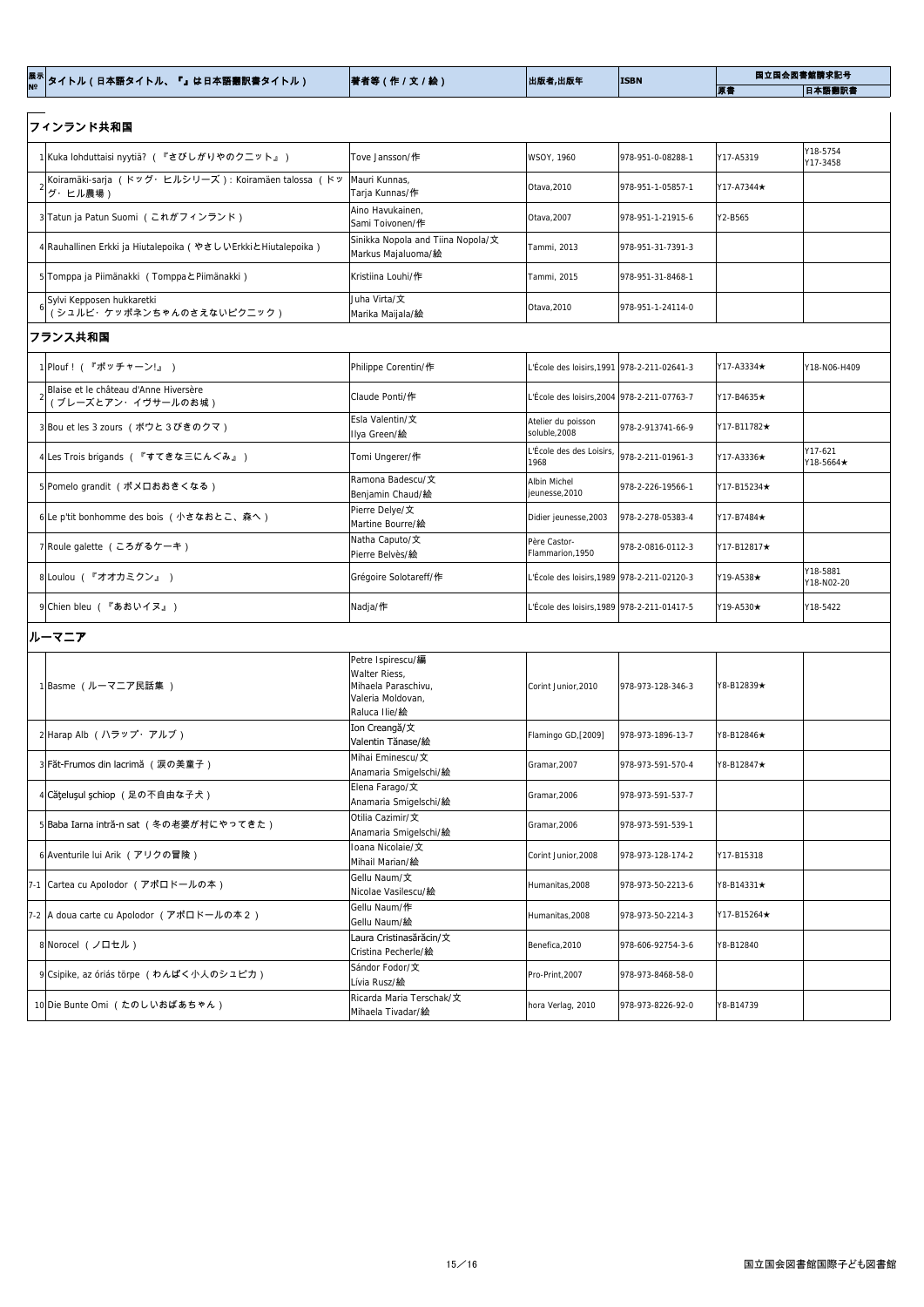| 展示№ | タイトル（日本語タイトル、『』は日本語翻訳書タイトル） | 著者等（作／文／絵） | 出版者,出版年 | ISBN | 国立国会図書館請求記号 | |
|---|---|---|---|---|---|---|
| | | | | | 原書 | 日本語翻訳書 |

## フィンランド共和国

| 展示№ | タイトル（日本語タイトル、『』は日本語翻訳書タイトル） | 著者等（作／文／絵） | 出版者,出版年 | ISBN | 原書 | 日本語翻訳書 |
|---|---|---|---|---|---|---|
| 1 | Kuka lohduttaisi nyytiä?（『さびしがりやのクニット』） | Tove Jansson/作 | WSOY, 1960 | 978-951-0-08288-1 | Y17-A5319 | Y18-5754 Y17-3458 |
| 2 | Koiramäki-sarja（ドッグ・ヒルシリーズ）: Koiramäen talossa（ドッグ・ヒル農場） | Mauri Kunnas, Tarja Kunnas/作 | Otava,2010 | 978-951-1-05857-1 | Y17-A7344★ | |
| 3 | Tatun ja Patun Suomi（これがフィンランド） | Aino Havukainen, Sami Toivonen/作 | Otava,2007 | 978-951-1-21915-6 | Y2-B565 | |
| 4 | Rauhallinen Erkki ja Hiutalepoika（やさしいErkkiとHiutalepoika） | Sinikka Nopola and Tiina Nopola/文 Markus Majaluoma/絵 | Tammi, 2013 | 978-951-31-7391-3 | | |
| 5 | Tomppa ja Piimänakki（TomppaとPiimänakki） | Kristiina Louhi/作 | Tammi, 2015 | 978-951-31-8468-1 | | |
| 6 | Sylvi Kepposen hukkaretki（シュルビ・ケッポネンちゃんのさえないピクニック） | Juha Virta/文 Marika Maijala/絵 | Otava,2010 | 978-951-1-24114-0 | | |

## フランス共和国

| 展示№ | タイトル（日本語タイトル、『』は日本語翻訳書タイトル） | 著者等（作／文／絵） | 出版者,出版年 | ISBN | 原書 | 日本語翻訳書 |
|---|---|---|---|---|---|---|
| 1 | Plouf !（『ポッチャーン!』） | Philippe Corentin/作 | L'École des loisirs,1991 | 978-2-211-02641-3 | Y17-A3334★ | Y18-N06-H409 |
| 2 | Blaise et le château d'Anne Hiversère（ブレーズとアン・イヴサールのお城） | Claude Ponti/作 | L'École des loisirs,2004 | 978-2-211-07763-7 | Y17-B4635★ | |
| 3 | Bou et les 3 zours（ボウと３びきのクマ） | Esla Valentin/文 Ilya Green/絵 | Atelier du poisson soluble,2008 | 978-2-913741-66-9 | Y17-B11782★ | |
| 4 | Les Trois brigands（『すてきな三にんぐみ』） | Tomi Ungerer/作 | L'École des des Loisirs, 1968 | 978-2-211-01961-3 | Y17-A3336★ | Y17-621 Y18-5664★ |
| 5 | Pomelo grandit（ポメロおおきくなる） | Ramona Badescu/文 Benjamin Chaud/絵 | Albin Michel jeunesse,2010 | 978-2-226-19566-1 | Y17-B15234★ | |
| 6 | Le p'tit bonhomme des bois（小さなおとこ、森へ） | Pierre Delye/文 Martine Bourre/絵 | Didier jeunesse,2003 | 978-2-278-05383-4 | Y17-B7484★ | |
| 7 | Roule galette（ころがるケーキ） | Natha Caputo/文 Pierre Belvès/絵 | Père Castor-Flammarion,1950 | 978-2-0816-0112-3 | Y17-B12817★ | |
| 8 | Loulou（『オオカミクン』） | Grégoire Solotareff/作 | L'École des loisirs,1989 | 978-2-211-02120-3 | Y19-A538★ | Y18-5881 Y18-N02-20 |
| 9 | Chien bleu（『あおいイヌ』） | Nadja/作 | L'École des loisirs,1989 | 978-2-211-01417-5 | Y19-A530★ | Y18-5422 |

## ルーマニア

| 展示№ | タイトル（日本語タイトル、『』は日本語翻訳書タイトル） | 著者等（作／文／絵） | 出版者,出版年 | ISBN | 原書 | 日本語翻訳書 |
|---|---|---|---|---|---|---|
| 1 | Basme（ルーマニア民話集） | Petre Ispirescu/編 Walter Riess, Mihaela Paraschivu, Valeria Moldovan, Raluca Ilie/絵 | Corint Junior,2010 | 978-973-128-346-3 | Y8-B12839★ | |
| 2 | Harap Alb（ハラップ・アルブ） | Ion Creangă/文 Valentin Tănase/絵 | Flamingo GD,[2009] | 978-973-1896-13-7 | Y8-B12846★ | |
| 3 | Făt-Frumos din lacrimă（涙の美童子） | Mihai Eminescu/文 Anamaria Smigelschi/絵 | Gramar,2007 | 978-973-591-570-4 | Y8-B12847★ | |
| 4 | Căţeluşul şchiop（足の不自由な子犬） | Elena Farago/文 Anamaria Smigelschi/絵 | Gramar,2006 | 978-973-591-537-7 | | |
| 5 | Baba Iarna intră-n sat（冬の老婆が村にやってきた） | Otilia Cazimir/文 Anamaria Smigelschi/絵 | Gramar,2006 | 978-973-591-539-1 | | |
| 6 | Aventurile lui Arik（アリクの冒険） | Ioana Nicolaie/文 Mihail Marian/絵 | Corint Junior,2008 | 978-973-128-174-2 | Y17-B15318 | |
| 7-1 | Cartea cu Apolodor（アポロドールの本） | Gellu Naum/文 Nicolae Vasilescu/絵 | Humanitas,2008 | 978-973-50-2213-6 | Y8-B14331★ | |
| 7-2 | A doua carte cu Apolodor（アポロドールの本２） | Gellu Naum/作 Gellu Naum/絵 | Humanitas,2008 | 978-973-50-2214-3 | Y17-B15264★ | |
| 8 | Norocel（ノロセル） | Laura Cristinasărăcin/文 Cristina Pecherle/絵 | Benefica,2010 | 978-606-92754-3-6 | Y8-B12840 | |
| 9 | Csipike, az óriás törpe（わんぱく小人のシュピカ） | Sándor Fodor/文 Lívia Rusz/絵 | Pro-Print,2007 | 978-973-8468-58-0 | | |
| 10 | Die Bunte Omi（たのしいおばあちゃん） | Ricarda Maria Terschak/文 Mihaela Tivadar/絵 | hora Verlag, 2010 | 978-973-8226-92-0 | Y8-B14739 | |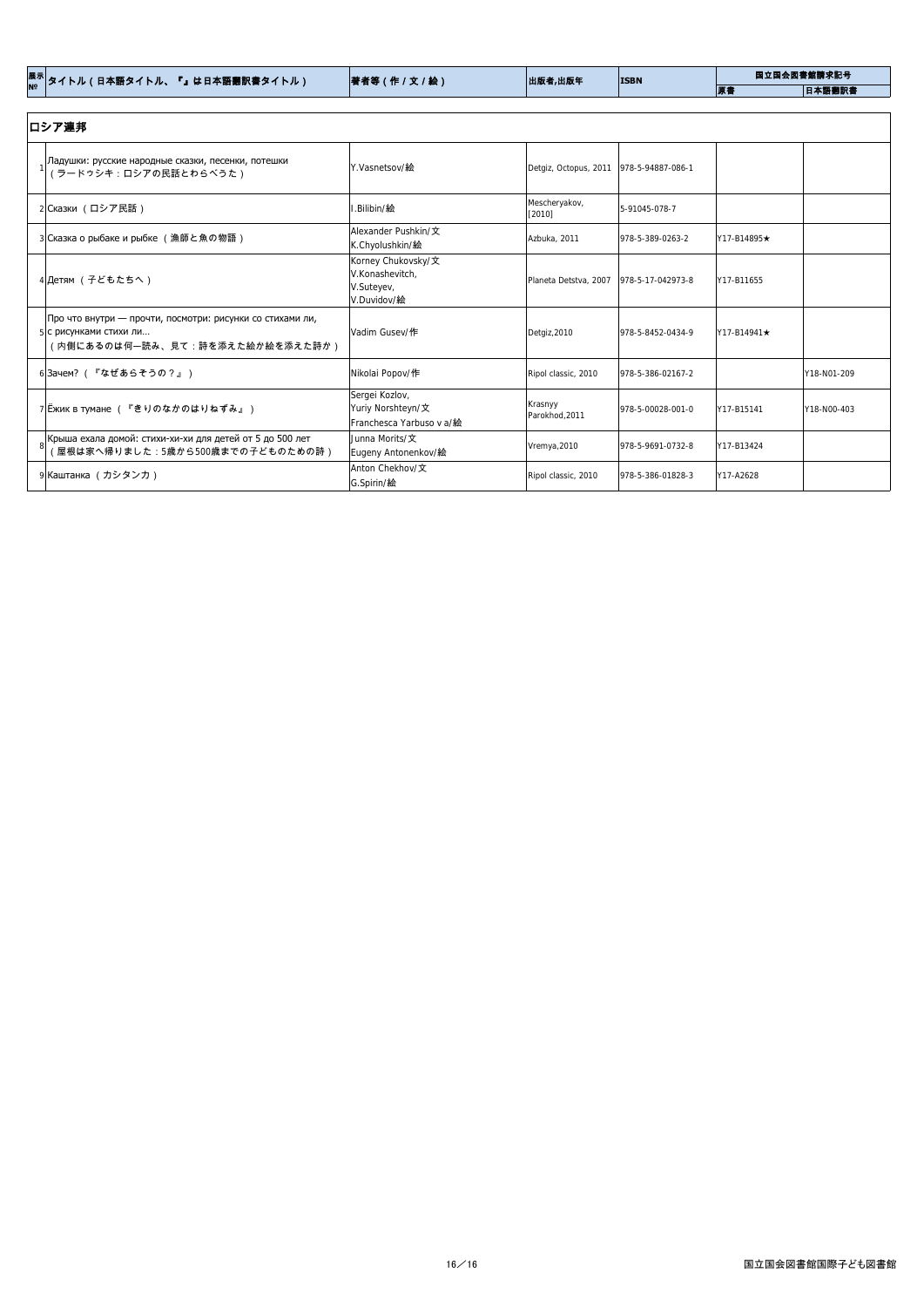| 展示№ | タイトル（日本語タイトル、『』は日本語翻訳書タイトル） | 著者等（作／文／絵） | 出版者,出版年 | ISBN | 国立国会図書館請求記号 | |
|---|---|---|---|---|---|---|
| | | | | | 原書 | 日本語翻訳書 |

## ロシア連邦

| 展示№ | タイトル（日本語タイトル、『』は日本語翻訳書タイトル） | 著者等（作／文／絵） | 出版者,出版年 | ISBN | 原書 | 日本語翻訳書 |
|---|---|---|---|---|---|---|
| 1 | Ладушки: русские народные сказки, песенки, потешки（ラードゥシキ：ロシアの民話とわらべうた） | Y.Vasnetsov/絵 | Detgiz, Octopus, 2011 | 978-5-94887-086-1 | | |
| 2 | Сказки（ロシア民話） | I.Bilibin/絵 | Mescheryakov, [2010] | 5-91045-078-7 | | |
| 3 | Сказка о рыбаке и рыбке（漁師と魚の物語） | Alexander Pushkin/文<br>K.Chyolushkin/絵 | Azbuka, 2011 | 978-5-389-0263-2 | Y17-B14895★ | |
| 4 | Детям（子どもたちへ） | Korney Chukovsky/文<br>V.Konashevitch,<br>V.Suteyev,<br>V.Duvidov/絵 | Planeta Detstva, 2007 | 978-5-17-042973-8 | Y17-B11655 | |
| 5 | Про что внутри — прочти, посмотри: рисунки со стихами ли, с рисунками стихи ли...（内側にあるのは何―読み、見て：詩を添えた絵か絵を添えた詩か） | Vadim Gusev/作 | Detgiz,2010 | 978-5-8452-0434-9 | Y17-B14941★ | |
| 6 | Зачем?（『なぜあらそうの？』） | Nikolai Popov/作 | Ripol classic, 2010 | 978-5-386-02167-2 | | Y18-N01-209 |
| 7 | Ёжик в тумане（『きりのなかのはりねずみ』） | Sergei Kozlov,<br>Yuriy Norshteyn/文<br>Franchesca Yarbuso v a/絵 | Krasnyy Parokhod,2011 | 978-5-00028-001-0 | Y17-B15141 | Y18-N00-403 |
| 8 | Крыша ехала домой: стихи-хи-хи для детей от 5 до 500 лет（屋根は家へ帰りました：5歳から500歳までの子どものための詩） | Junna Morits/文<br>Eugeny Antonenkov/絵 | Vremya,2010 | 978-5-9691-0732-8 | Y17-B13424 | |
| 9 | Каштанка（カシタンカ） | Anton Chekhov/文<br>G.Spirin/絵 | Ripol classic, 2010 | 978-5-386-01828-3 | Y17-A2628 | |

国立国会図書館国際子ども図書館